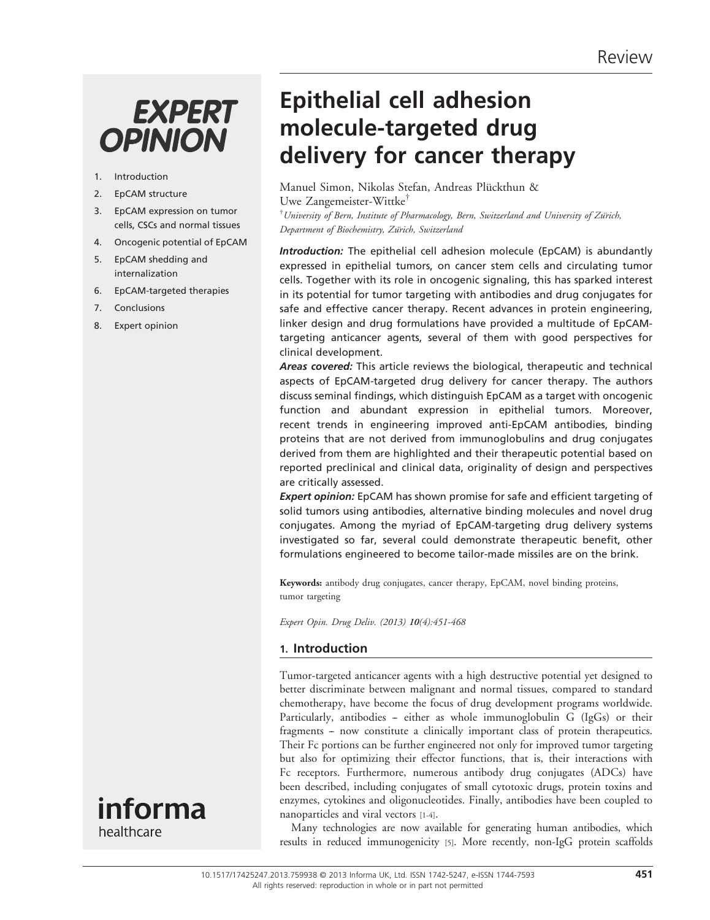Review

EXPERT OPINION

1. Introduction
2. EpCAM structure
3. EpCAM expression on tumor cells, CSCs and normal tissues
4. Oncogenic potential of EpCAM
5. EpCAM shedding and internalization
6. EpCAM-targeted therapies
7. Conclusions
8. Expert opinion

# Epithelial cell adhesion molecule-targeted drug delivery for cancer therapy

Manuel Simon, Nikolas Stefan, Andreas Plückthun & Uwe Zangemeister-Wittke[†]

[†]*University of Bern, Institute of Pharmacology, Bern, Switzerland and University of Zürich, Department of Biochemistry, Zürich, Switzerland*

***Introduction:*** The epithelial cell adhesion molecule (EpCAM) is abundantly expressed in epithelial tumors, on cancer stem cells and circulating tumor cells. Together with its role in oncogenic signaling, this has sparked interest in its potential for tumor targeting with antibodies and drug conjugates for safe and effective cancer therapy. Recent advances in protein engineering, linker design and drug formulations have provided a multitude of EpCAM-targeting anticancer agents, several of them with good perspectives for clinical development.

***Areas covered:*** This article reviews the biological, therapeutic and technical aspects of EpCAM-targeted drug delivery for cancer therapy. The authors discuss seminal findings, which distinguish EpCAM as a target with oncogenic function and abundant expression in epithelial tumors. Moreover, recent trends in engineering improved anti-EpCAM antibodies, binding proteins that are not derived from immunoglobulins and drug conjugates derived from them are highlighted and their therapeutic potential based on reported preclinical and clinical data, originality of design and perspectives are critically assessed.

***Expert opinion:*** EpCAM has shown promise for safe and efficient targeting of solid tumors using antibodies, alternative binding molecules and novel drug conjugates. Among the myriad of EpCAM-targeting drug delivery systems investigated so far, several could demonstrate therapeutic benefit, other formulations engineered to become tailor-made missiles are on the brink.

**Keywords:** antibody drug conjugates, cancer therapy, EpCAM, novel binding proteins, tumor targeting

*Expert Opin. Drug Deliv. (2013)* ***10****(4):451-468*

## 1. Introduction

Tumor-targeted anticancer agents with a high destructive potential yet designed to better discriminate between malignant and normal tissues, compared to standard chemotherapy, have become the focus of drug development programs worldwide. Particularly, antibodies – either as whole immunoglobulin G (IgGs) or their fragments – now constitute a clinically important class of protein therapeutics. Their Fc portions can be further engineered not only for improved tumor targeting but also for optimizing their effector functions, that is, their interactions with Fc receptors. Furthermore, numerous antibody drug conjugates (ADCs) have been described, including conjugates of small cytotoxic drugs, protein toxins and enzymes, cytokines and oligonucleotides. Finally, antibodies have been coupled to nanoparticles and viral vectors [1-4].

Many technologies are now available for generating human antibodies, which results in reduced immunogenicity [5]. More recently, non-IgG protein scaffolds

informa healthcare

10.1517/17425247.2013.759938 © 2013 Informa UK, Ltd. ISSN 1742-5247, e-ISSN 1744-7593
All rights reserved: reproduction in whole or in part not permitted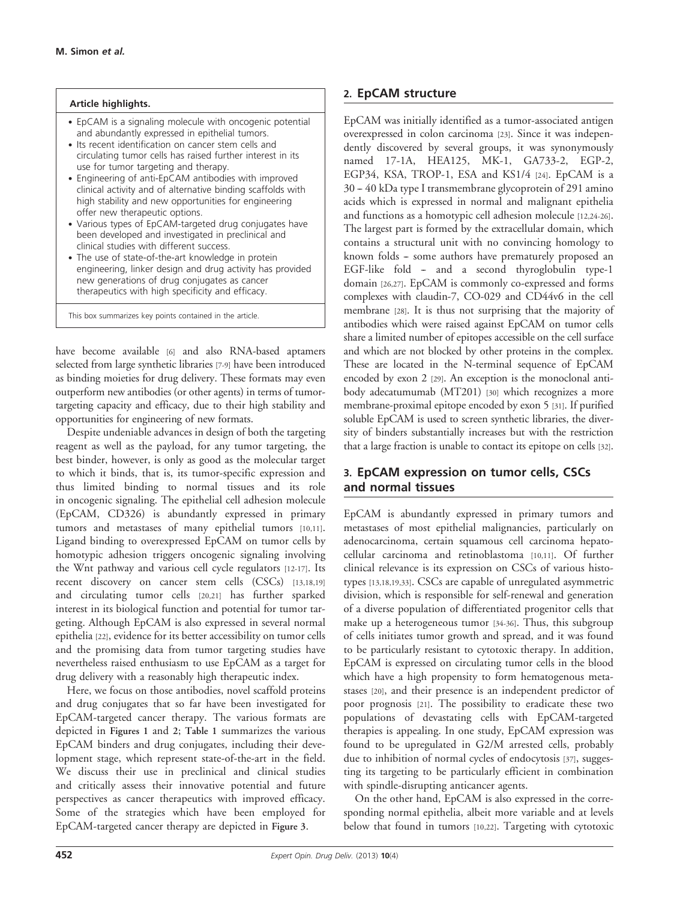**Article highlights.**

- EpCAM is a signaling molecule with oncogenic potential and abundantly expressed in epithelial tumors.
- Its recent identification on cancer stem cells and circulating tumor cells has raised further interest in its use for tumor targeting and therapy.
- Engineering of anti-EpCAM antibodies with improved clinical activity and of alternative binding scaffolds with high stability and new opportunities for engineering offer new therapeutic options.
- Various types of EpCAM-targeted drug conjugates have been developed and investigated in preclinical and clinical studies with different success.
- The use of state-of-the-art knowledge in protein engineering, linker design and drug activity has provided new generations of drug conjugates as cancer therapeutics with high specificity and efficacy.

This box summarizes key points contained in the article.

have become available [6] and also RNA-based aptamers selected from large synthetic libraries [7-9] have been introduced as binding moieties for drug delivery. These formats may even outperform new antibodies (or other agents) in terms of tumor-targeting capacity and efficacy, due to their high stability and opportunities for engineering of new formats.

Despite undeniable advances in design of both the targeting reagent as well as the payload, for any tumor targeting, the best binder, however, is only as good as the molecular target to which it binds, that is, its tumor-specific expression and thus limited binding to normal tissues and its role in oncogenic signaling. The epithelial cell adhesion molecule (EpCAM, CD326) is abundantly expressed in primary tumors and metastases of many epithelial tumors [10,11]. Ligand binding to overexpressed EpCAM on tumor cells by homotypic adhesion triggers oncogenic signaling involving the Wnt pathway and various cell cycle regulators [12-17]. Its recent discovery on cancer stem cells (CSCs) [13,18,19] and circulating tumor cells [20,21] has further sparked interest in its biological function and potential for tumor targeting. Although EpCAM is also expressed in several normal epithelia [22], evidence for its better accessibility on tumor cells and the promising data from tumor targeting studies have nevertheless raised enthusiasm to use EpCAM as a target for drug delivery with a reasonably high therapeutic index.

Here, we focus on those antibodies, novel scaffold proteins and drug conjugates that so far have been investigated for EpCAM-targeted cancer therapy. The various formats are depicted in **Figures 1** and **2**; **Table 1** summarizes the various EpCAM binders and drug conjugates, including their development stage, which represent state-of-the-art in the field. We discuss their use in preclinical and clinical studies and critically assess their innovative potential and future perspectives as cancer therapeutics with improved efficacy. Some of the strategies which have been employed for EpCAM-targeted cancer therapy are depicted in **Figure 3**.

## 2. EpCAM structure

EpCAM was initially identified as a tumor-associated antigen overexpressed in colon carcinoma [23]. Since it was independently discovered by several groups, it was synonymously named 17-1A, HEA125, MK-1, GA733-2, EGP-2, EGP34, KSA, TROP-1, ESA and KS1/4 [24]. EpCAM is a 30 – 40 kDa type I transmembrane glycoprotein of 291 amino acids which is expressed in normal and malignant epithelia and functions as a homotypic cell adhesion molecule [12,24-26]. The largest part is formed by the extracellular domain, which contains a structural unit with no convincing homology to known folds – some authors have prematurely proposed an EGF-like fold – and a second thyroglobulin type-1 domain [26,27]. EpCAM is commonly co-expressed and forms complexes with claudin-7, CO-029 and CD44v6 in the cell membrane [28]. It is thus not surprising that the majority of antibodies which were raised against EpCAM on tumor cells share a limited number of epitopes accessible on the cell surface and which are not blocked by other proteins in the complex. These are located in the N-terminal sequence of EpCAM encoded by exon 2 [29]. An exception is the monoclonal antibody adecatumumab (MT201) [30] which recognizes a more membrane-proximal epitope encoded by exon 5 [31]. If purified soluble EpCAM is used to screen synthetic libraries, the diversity of binders substantially increases but with the restriction that a large fraction is unable to contact its epitope on cells [32].

## 3. EpCAM expression on tumor cells, CSCs and normal tissues

EpCAM is abundantly expressed in primary tumors and metastases of most epithelial malignancies, particularly on adenocarcinoma, certain squamous cell carcinoma hepatocellular carcinoma and retinoblastoma [10,11]. Of further clinical relevance is its expression on CSCs of various histotypes [13,18,19,33]. CSCs are capable of unregulated asymmetric division, which is responsible for self-renewal and generation of a diverse population of differentiated progenitor cells that make up a heterogeneous tumor [34-36]. Thus, this subgroup of cells initiates tumor growth and spread, and it was found to be particularly resistant to cytotoxic therapy. In addition, EpCAM is expressed on circulating tumor cells in the blood which have a high propensity to form hematogenous metastases [20], and their presence is an independent predictor of poor prognosis [21]. The possibility to eradicate these two populations of devastating cells with EpCAM-targeted therapies is appealing. In one study, EpCAM expression was found to be upregulated in G2/M arrested cells, probably due to inhibition of normal cycles of endocytosis [37], suggesting its targeting to be particularly efficient in combination with spindle-disrupting anticancer agents.

On the other hand, EpCAM is also expressed in the corresponding normal epithelia, albeit more variable and at levels below that found in tumors [10,22]. Targeting with cytotoxic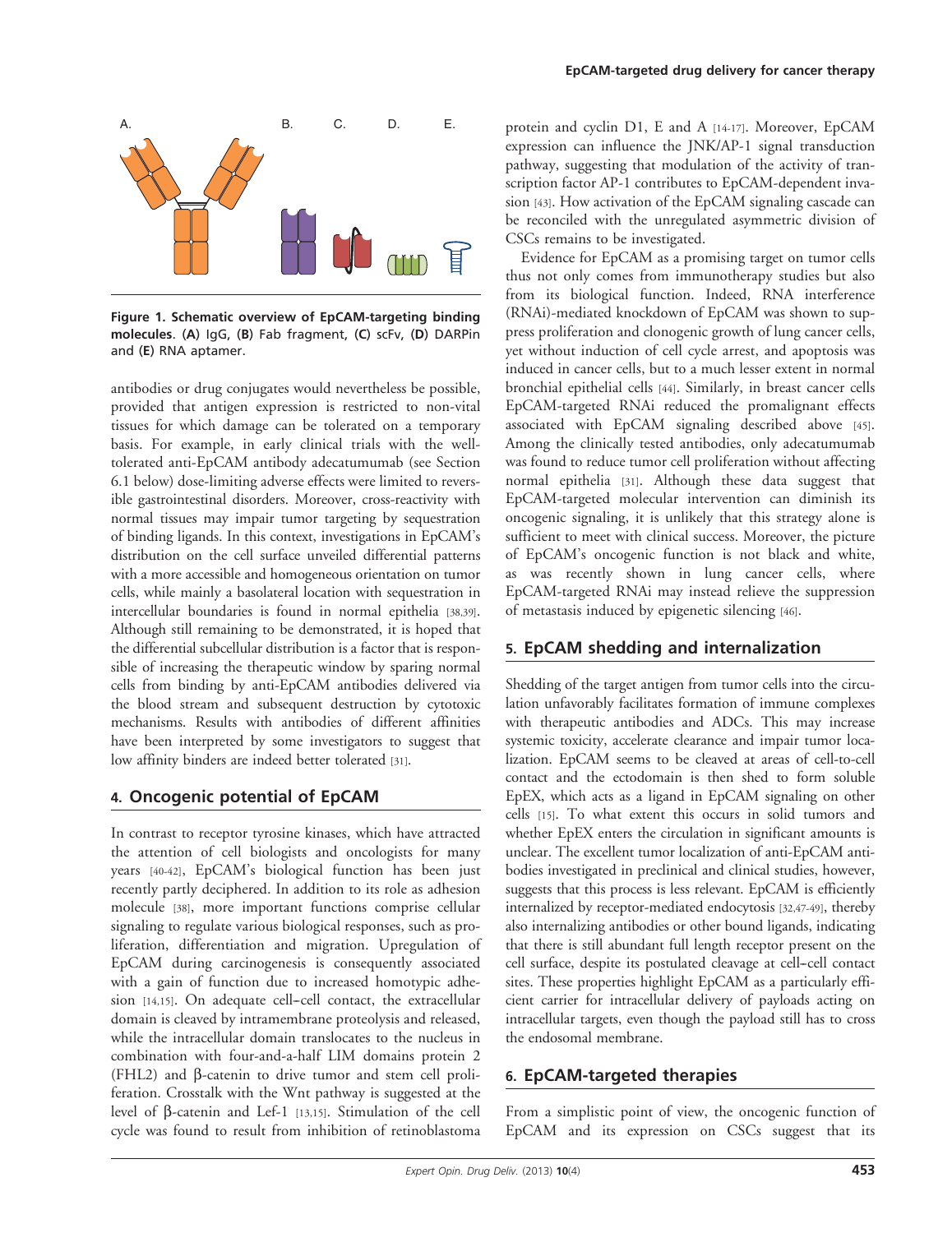Figure 1. Schematic overview of EpCAM-targeting binding molecules. (A) IgG, (B) Fab fragment, (C) scFv, (D) DARPin and (E) RNA aptamer.

antibodies or drug conjugates would nevertheless be possible, provided that antigen expression is restricted to non-vital tissues for which damage can be tolerated on a temporary basis. For example, in early clinical trials with the well-tolerated anti-EpCAM antibody adecatumumab (see Section 6.1 below) dose-limiting adverse effects were limited to reversible gastrointestinal disorders. Moreover, cross-reactivity with normal tissues may impair tumor targeting by sequestration of binding ligands. In this context, investigations in EpCAM's distribution on the cell surface unveiled differential patterns with a more accessible and homogeneous orientation on tumor cells, while mainly a basolateral location with sequestration in intercellular boundaries is found in normal epithelia [38,39]. Although still remaining to be demonstrated, it is hoped that the differential subcellular distribution is a factor that is responsible of increasing the therapeutic window by sparing normal cells from binding by anti-EpCAM antibodies delivered via the blood stream and subsequent destruction by cytotoxic mechanisms. Results with antibodies of different affinities have been interpreted by some investigators to suggest that low affinity binders are indeed better tolerated [31].

## 4. Oncogenic potential of EpCAM

In contrast to receptor tyrosine kinases, which have attracted the attention of cell biologists and oncologists for many years [40-42], EpCAM's biological function has been just recently partly deciphered. In addition to its role as adhesion molecule [38], more important functions comprise cellular signaling to regulate various biological responses, such as proliferation, differentiation and migration. Upregulation of EpCAM during carcinogenesis is consequently associated with a gain of function due to increased homotypic adhesion [14,15]. On adequate cell–cell contact, the extracellular domain is cleaved by intramembrane proteolysis and released, while the intracellular domain translocates to the nucleus in combination with four-and-a-half LIM domains protein 2 (FHL2) and β-catenin to drive tumor and stem cell proliferation. Crosstalk with the Wnt pathway is suggested at the level of β-catenin and Lef-1 [13,15]. Stimulation of the cell cycle was found to result from inhibition of retinoblastoma protein and cyclin D1, E and A [14-17]. Moreover, EpCAM expression can influence the JNK/AP-1 signal transduction pathway, suggesting that modulation of the activity of transcription factor AP-1 contributes to EpCAM-dependent invasion [43]. How activation of the EpCAM signaling cascade can be reconciled with the unregulated asymmetric division of CSCs remains to be investigated.

Evidence for EpCAM as a promising target on tumor cells thus not only comes from immunotherapy studies but also from its biological function. Indeed, RNA interference (RNAi)-mediated knockdown of EpCAM was shown to suppress proliferation and clonogenic growth of lung cancer cells, yet without induction of cell cycle arrest, and apoptosis was induced in cancer cells, but to a much lesser extent in normal bronchial epithelial cells [44]. Similarly, in breast cancer cells EpCAM-targeted RNAi reduced the promalignant effects associated with EpCAM signaling described above [45]. Among the clinically tested antibodies, only adecatumumab was found to reduce tumor cell proliferation without affecting normal epithelia [31]. Although these data suggest that EpCAM-targeted molecular intervention can diminish its oncogenic signaling, it is unlikely that this strategy alone is sufficient to meet with clinical success. Moreover, the picture of EpCAM's oncogenic function is not black and white, as was recently shown in lung cancer cells, where EpCAM-targeted RNAi may instead relieve the suppression of metastasis induced by epigenetic silencing [46].

## 5. EpCAM shedding and internalization

Shedding of the target antigen from tumor cells into the circulation unfavorably facilitates formation of immune complexes with therapeutic antibodies and ADCs. This may increase systemic toxicity, accelerate clearance and impair tumor localization. EpCAM seems to be cleaved at areas of cell-to-cell contact and the ectodomain is then shed to form soluble EpEX, which acts as a ligand in EpCAM signaling on other cells [15]. To what extent this occurs in solid tumors and whether EpEX enters the circulation in significant amounts is unclear. The excellent tumor localization of anti-EpCAM antibodies investigated in preclinical and clinical studies, however, suggests that this process is less relevant. EpCAM is efficiently internalized by receptor-mediated endocytosis [32,47-49], thereby also internalizing antibodies or other bound ligands, indicating that there is still abundant full length receptor present on the cell surface, despite its postulated cleavage at cell–cell contact sites. These properties highlight EpCAM as a particularly efficient carrier for intracellular delivery of payloads acting on intracellular targets, even though the payload still has to cross the endosomal membrane.

## 6. EpCAM-targeted therapies

From a simplistic point of view, the oncogenic function of EpCAM and its expression on CSCs suggest that its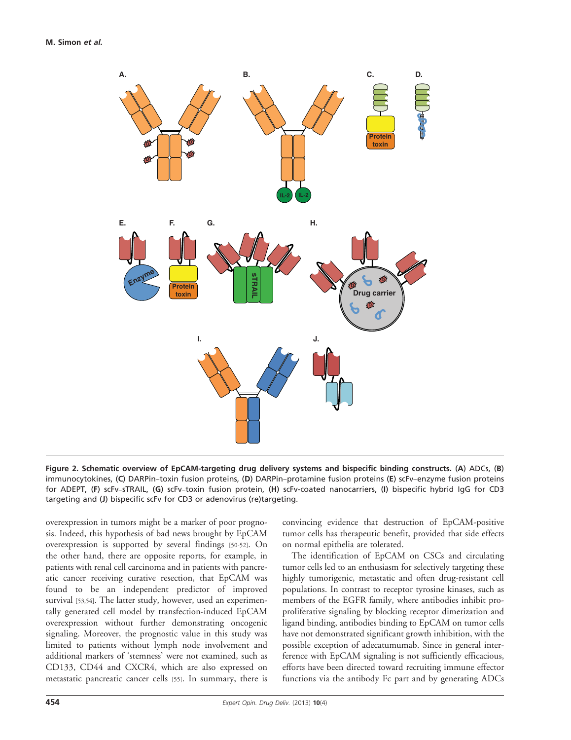**Figure 2. Schematic overview of EpCAM-targeting drug delivery systems and bispecific binding constructs.** (**A**) ADCs, (**B**) immunocytokines, (**C**) DARPin–toxin fusion proteins, (**D**) DARPin–protamine fusion proteins (**E**) scFv–enzyme fusion proteins for ADEPT, (**F**) scFv–sTRAIL, (**G**) scFv–toxin fusion protein, (**H**) scFv-coated nanocarriers, (**I**) bispecific hybrid IgG for CD3 targeting and (**J**) bispecific scFv for CD3 or adenovirus (re)targeting.

overexpression in tumors might be a marker of poor prognosis. Indeed, this hypothesis of bad news brought by EpCAM overexpression is supported by several findings [50-52]. On the other hand, there are opposite reports, for example, in patients with renal cell carcinoma and in patients with pancreatic cancer receiving curative resection, that EpCAM was found to be an independent predictor of improved survival [53,54]. The latter study, however, used an experimentally generated cell model by transfection-induced EpCAM overexpression without further demonstrating oncogenic signaling. Moreover, the prognostic value in this study was limited to patients without lymph node involvement and additional markers of 'stemness' were not examined, such as CD133, CD44 and CXCR4, which are also expressed on metastatic pancreatic cancer cells [55]. In summary, there is convincing evidence that destruction of EpCAM-positive tumor cells has therapeutic benefit, provided that side effects on normal epithelia are tolerated.

The identification of EpCAM on CSCs and circulating tumor cells led to an enthusiasm for selectively targeting these highly tumorigenic, metastatic and often drug-resistant cell populations. In contrast to receptor tyrosine kinases, such as members of the EGFR family, where antibodies inhibit pro-proliferative signaling by blocking receptor dimerization and ligand binding, antibodies binding to EpCAM on tumor cells have not demonstrated significant growth inhibition, with the possible exception of adecatumumab. Since in general interference with EpCAM signaling is not sufficiently efficacious, efforts have been directed toward recruiting immune effector functions via the antibody Fc part and by generating ADCs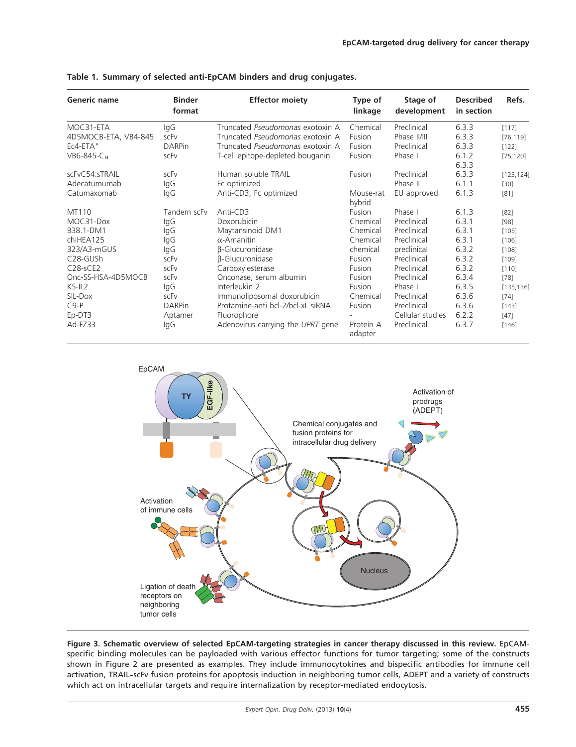**Table 1. Summary of selected anti-EpCAM binders and drug conjugates.**

| Generic name | Binder format | Effector moiety | Type of linkage | Stage of development | Described in section | Refs. |
|---|---|---|---|---|---|---|
| MOC31-ETA | IgG | Truncated *Pseudomonas* exotoxin A | Chemical | Preclinical | 6.3.3 | [117] |
| 4D5MOCB-ETA, VB4-845 | scFv | Truncated *Pseudomonas* exotoxin A | Fusion | Phase II/III | 6.3.3 | [76,119] |
| Ec4-ETA" | DARPin | Truncated *Pseudomonas* exotoxin A | Fusion | Preclinical | 6.3.3 | [122] |
| VB6-845-$C_H$ | scFv | T-cell epitope-depleted bouganin | Fusion | Phase I | 6.1.2 6.3.3 | [75,120] |
| scFvC54:sTRAIL | scFv | Human soluble TRAIL | Fusion | Preclinical | 6.3.3 | [123,124] |
| Adecatumumab | IgG | Fc optimized | | Phase II | 6.1.1 | [30] |
| Catumaxomab | IgG | Anti-CD3, Fc optimized | Mouse-rat hybrid | EU approved | 6.1.3 | [81] |
| MT110 | Tandem scFv | Anti-CD3 | Fusion | Phase I | 6.1.3 | [82] |
| MOC31-Dox | IgG | Doxorubicin | Chemical | Preclinical | 6.3.1 | [98] |
| B38.1-DM1 | IgG | Maytansinoid DM1 | Chemical | Preclinical | 6.3.1 | [105] |
| chiHEA125 | IgG | α-Amanitin | Chemical | Preclinical | 6.3.1 | [106] |
| 323/A3-mGUS | IgG | β-Glucuronidase | chemical | preclinical | 6.3.2 | [108] |
| C28-GUSh | scFv | β-Glucuronidase | Fusion | Preclinical | 6.3.2 | [109] |
| C28-sCE2 | scFv | Carboxylesterase | Fusion | Preclinical | 6.3.2 | [110] |
| Onc-SS-HSA-4D5MOCB | scFv | Onconase, serum albumin | Fusion | Preclinical | 6.3.4 | [78] |
| KS-IL2 | IgG | Interleukin 2 | Fusion | Phase I | 6.3.5 | [135,136] |
| SIL-Dox | scFv | Immunoliposomal doxorubicin | Chemical | Preclinical | 6.3.6 | [74] |
| C9-P | DARPin | Protamine-anti bcl-2/bcl-xL siRNA | Fusion | Preclinical | 6.3.6 | [143] |
| Ep-DT3 | Aptamer | Fluorophore | - | Cellular studies | 6.2.2 | [47] |
| Ad-FZ33 | IgG | Adenovirus carrying the *UPRT* gene | Protein A adapter | Preclinical | 6.3.7 | [146] |

**Figure 3. Schematic overview of selected EpCAM-targeting strategies in cancer therapy discussed in this review.** EpCAM-specific binding molecules can be payloaded with various effector functions for tumor targeting; some of the constructs shown in Figure 2 are presented as examples. They include immunocytokines and bispecific antibodies for immune cell activation, TRAIL–scFv fusion proteins for apoptosis induction in neighboring tumor cells, ADEPT and a variety of constructs which act on intracellular targets and require internalization by receptor-mediated endocytosis.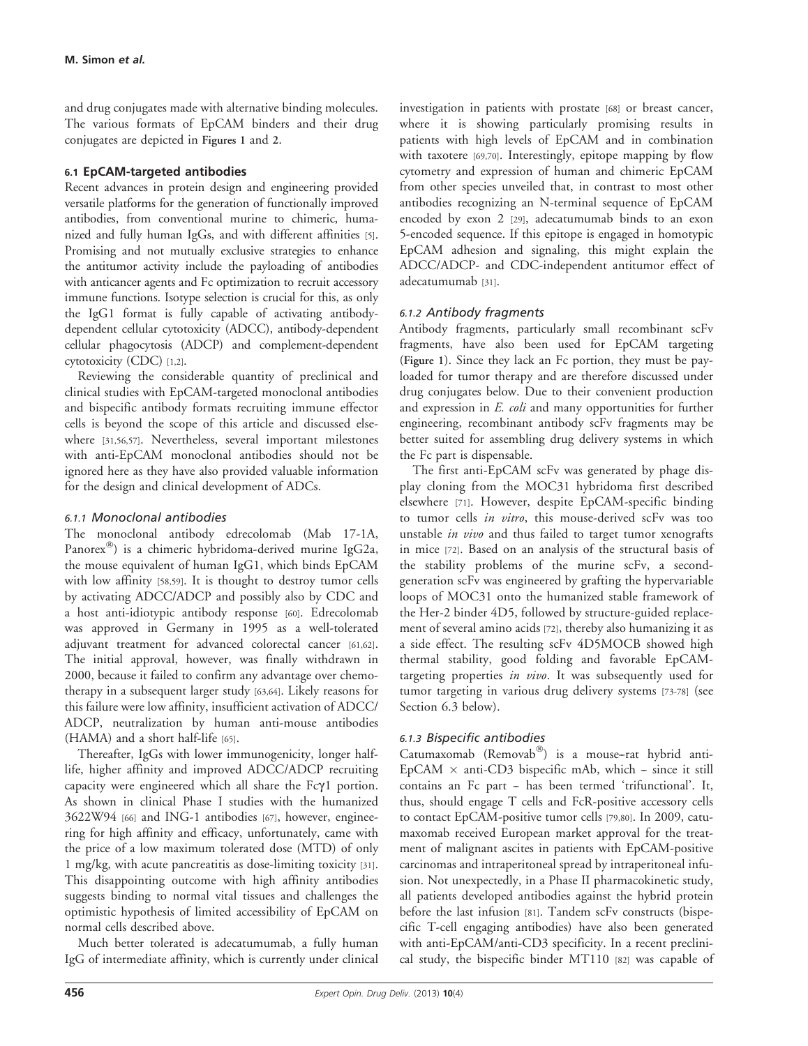and drug conjugates made with alternative binding molecules. The various formats of EpCAM binders and their drug conjugates are depicted in **Figures 1** and **2**.

### 6.1 EpCAM-targeted antibodies

Recent advances in protein design and engineering provided versatile platforms for the generation of functionally improved antibodies, from conventional murine to chimeric, humanized and fully human IgGs, and with different affinities [5]. Promising and not mutually exclusive strategies to enhance the antitumor activity include the payloading of antibodies with anticancer agents and Fc optimization to recruit accessory immune functions. Isotype selection is crucial for this, as only the IgG1 format is fully capable of activating antibody-dependent cellular cytotoxicity (ADCC), antibody-dependent cellular phagocytosis (ADCP) and complement-dependent cytotoxicity (CDC) [1,2].

Reviewing the considerable quantity of preclinical and clinical studies with EpCAM-targeted monoclonal antibodies and bispecific antibody formats recruiting immune effector cells is beyond the scope of this article and discussed elsewhere [31,56,57]. Nevertheless, several important milestones with anti-EpCAM monoclonal antibodies should not be ignored here as they have also provided valuable information for the design and clinical development of ADCs.

#### *6.1.1 Monoclonal antibodies*

The monoclonal antibody edrecolomab (Mab 17-1A, Panorex®) is a chimeric hybridoma-derived murine IgG2a, the mouse equivalent of human IgG1, which binds EpCAM with low affinity [58,59]. It is thought to destroy tumor cells by activating ADCC/ADCP and possibly also by CDC and a host anti-idiotypic antibody response [60]. Edrecolomab was approved in Germany in 1995 as a well-tolerated adjuvant treatment for advanced colorectal cancer [61,62]. The initial approval, however, was finally withdrawn in 2000, because it failed to confirm any advantage over chemotherapy in a subsequent larger study [63,64]. Likely reasons for this failure were low affinity, insufficient activation of ADCC/ADCP, neutralization by human anti-mouse antibodies (HAMA) and a short half-life [65].

Thereafter, IgGs with lower immunogenicity, longer half-life, higher affinity and improved ADCC/ADCP recruiting capacity were engineered which all share the Fcγ1 portion. As shown in clinical Phase I studies with the humanized 3622W94 [66] and ING-1 antibodies [67], however, engineering for high affinity and efficacy, unfortunately, came with the price of a low maximum tolerated dose (MTD) of only 1 mg/kg, with acute pancreatitis as dose-limiting toxicity [31]. This disappointing outcome with high affinity antibodies suggests binding to normal vital tissues and challenges the optimistic hypothesis of limited accessibility of EpCAM on normal cells described above.

Much better tolerated is adecatumumab, a fully human IgG of intermediate affinity, which is currently under clinical investigation in patients with prostate [68] or breast cancer, where it is showing particularly promising results in patients with high levels of EpCAM and in combination with taxotere [69,70]. Interestingly, epitope mapping by flow cytometry and expression of human and chimeric EpCAM from other species unveiled that, in contrast to most other antibodies recognizing an N-terminal sequence of EpCAM encoded by exon 2 [29], adecatumumab binds to an exon 5-encoded sequence. If this epitope is engaged in homotypic EpCAM adhesion and signaling, this might explain the ADCC/ADCP- and CDC-independent antitumor effect of adecatumumab [31].

#### *6.1.2 Antibody fragments*

Antibody fragments, particularly small recombinant scFv fragments, have also been used for EpCAM targeting (**Figure 1**). Since they lack an Fc portion, they must be payloaded for tumor therapy and are therefore discussed under drug conjugates below. Due to their convenient production and expression in *E. coli* and many opportunities for further engineering, recombinant antibody scFv fragments may be better suited for assembling drug delivery systems in which the Fc part is dispensable.

The first anti-EpCAM scFv was generated by phage display cloning from the MOC31 hybridoma first described elsewhere [71]. However, despite EpCAM-specific binding to tumor cells *in vitro*, this mouse-derived scFv was too unstable *in vivo* and thus failed to target tumor xenografts in mice [72]. Based on an analysis of the structural basis of the stability problems of the murine scFv, a second-generation scFv was engineered by grafting the hypervariable loops of MOC31 onto the humanized stable framework of the Her-2 binder 4D5, followed by structure-guided replacement of several amino acids [72], thereby also humanizing it as a side effect. The resulting scFv 4D5MOCB showed high thermal stability, good folding and favorable EpCAM-targeting properties *in vivo*. It was subsequently used for tumor targeting in various drug delivery systems [73-78] (see Section 6.3 below).

#### *6.1.3 Bispecific antibodies*

Catumaxomab (Removab®) is a mouse–rat hybrid anti-EpCAM × anti-CD3 bispecific mAb, which – since it still contains an Fc part – has been termed 'trifunctional'. It, thus, should engage T cells and FcR-positive accessory cells to contact EpCAM-positive tumor cells [79,80]. In 2009, catumaxomab received European market approval for the treatment of malignant ascites in patients with EpCAM-positive carcinomas and intraperitoneal spread by intraperitoneal infusion. Not unexpectedly, in a Phase II pharmacokinetic study, all patients developed antibodies against the hybrid protein before the last infusion [81]. Tandem scFv constructs (bispecific T-cell engaging antibodies) have also been generated with anti-EpCAM/anti-CD3 specificity. In a recent preclinical study, the bispecific binder MT110 [82] was capable of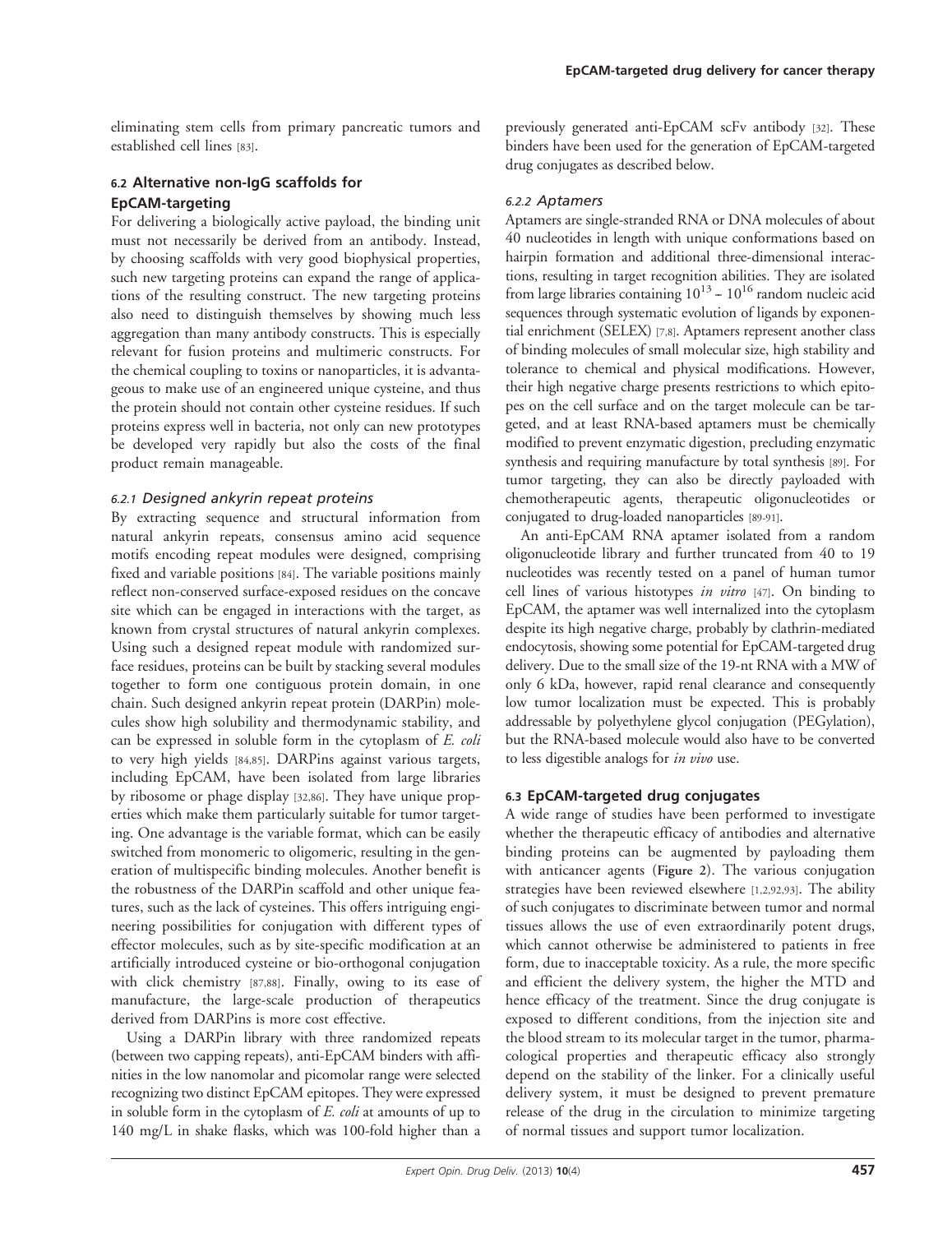eliminating stem cells from primary pancreatic tumors and established cell lines [83].

### 6.2 Alternative non-IgG scaffolds for EpCAM-targeting

For delivering a biologically active payload, the binding unit must not necessarily be derived from an antibody. Instead, by choosing scaffolds with very good biophysical properties, such new targeting proteins can expand the range of applications of the resulting construct. The new targeting proteins also need to distinguish themselves by showing much less aggregation than many antibody constructs. This is especially relevant for fusion proteins and multimeric constructs. For the chemical coupling to toxins or nanoparticles, it is advantageous to make use of an engineered unique cysteine, and thus the protein should not contain other cysteine residues. If such proteins express well in bacteria, not only can new prototypes be developed very rapidly but also the costs of the final product remain manageable.

#### 6.2.1 Designed ankyrin repeat proteins

By extracting sequence and structural information from natural ankyrin repeats, consensus amino acid sequence motifs encoding repeat modules were designed, comprising fixed and variable positions [84]. The variable positions mainly reflect non-conserved surface-exposed residues on the concave site which can be engaged in interactions with the target, as known from crystal structures of natural ankyrin complexes. Using such a designed repeat module with randomized surface residues, proteins can be built by stacking several modules together to form one contiguous protein domain, in one chain. Such designed ankyrin repeat protein (DARPin) molecules show high solubility and thermodynamic stability, and can be expressed in soluble form in the cytoplasm of *E. coli* to very high yields [84,85]. DARPins against various targets, including EpCAM, have been isolated from large libraries by ribosome or phage display [32,86]. They have unique properties which make them particularly suitable for tumor targeting. One advantage is the variable format, which can be easily switched from monomeric to oligomeric, resulting in the generation of multispecific binding molecules. Another benefit is the robustness of the DARPin scaffold and other unique features, such as the lack of cysteines. This offers intriguing engineering possibilities for conjugation with different types of effector molecules, such as by site-specific modification at an artificially introduced cysteine or bio-orthogonal conjugation with click chemistry [87,88]. Finally, owing to its ease of manufacture, the large-scale production of therapeutics derived from DARPins is more cost effective.

Using a DARPin library with three randomized repeats (between two capping repeats), anti-EpCAM binders with affinities in the low nanomolar and picomolar range were selected recognizing two distinct EpCAM epitopes. They were expressed in soluble form in the cytoplasm of *E. coli* at amounts of up to 140 mg/L in shake flasks, which was 100-fold higher than a previously generated anti-EpCAM scFv antibody [32]. These binders have been used for the generation of EpCAM-targeted drug conjugates as described below.

#### 6.2.2 Aptamers

Aptamers are single-stranded RNA or DNA molecules of about 40 nucleotides in length with unique conformations based on hairpin formation and additional three-dimensional interactions, resulting in target recognition abilities. They are isolated from large libraries containing $10^{13}$ – $10^{16}$ random nucleic acid sequences through systematic evolution of ligands by exponential enrichment (SELEX) [7,8]. Aptamers represent another class of binding molecules of small molecular size, high stability and tolerance to chemical and physical modifications. However, their high negative charge presents restrictions to which epitopes on the cell surface and on the target molecule can be targeted, and at least RNA-based aptamers must be chemically modified to prevent enzymatic digestion, precluding enzymatic synthesis and requiring manufacture by total synthesis [89]. For tumor targeting, they can also be directly payloaded with chemotherapeutic agents, therapeutic oligonucleotides or conjugated to drug-loaded nanoparticles [89-91].

An anti-EpCAM RNA aptamer isolated from a random oligonucleotide library and further truncated from 40 to 19 nucleotides was recently tested on a panel of human tumor cell lines of various histotypes *in vitro* [47]. On binding to EpCAM, the aptamer was well internalized into the cytoplasm despite its high negative charge, probably by clathrin-mediated endocytosis, showing some potential for EpCAM-targeted drug delivery. Due to the small size of the 19-nt RNA with a MW of only 6 kDa, however, rapid renal clearance and consequently low tumor localization must be expected. This is probably addressable by polyethylene glycol conjugation (PEGylation), but the RNA-based molecule would also have to be converted to less digestible analogs for *in vivo* use.

### 6.3 EpCAM-targeted drug conjugates

A wide range of studies have been performed to investigate whether the therapeutic efficacy of antibodies and alternative binding proteins can be augmented by payloading them with anticancer agents (**Figure 2**). The various conjugation strategies have been reviewed elsewhere [1,2,92,93]. The ability of such conjugates to discriminate between tumor and normal tissues allows the use of even extraordinarily potent drugs, which cannot otherwise be administered to patients in free form, due to inacceptable toxicity. As a rule, the more specific and efficient the delivery system, the higher the MTD and hence efficacy of the treatment. Since the drug conjugate is exposed to different conditions, from the injection site and the blood stream to its molecular target in the tumor, pharmacological properties and therapeutic efficacy also strongly depend on the stability of the linker. For a clinically useful delivery system, it must be designed to prevent premature release of the drug in the circulation to minimize targeting of normal tissues and support tumor localization.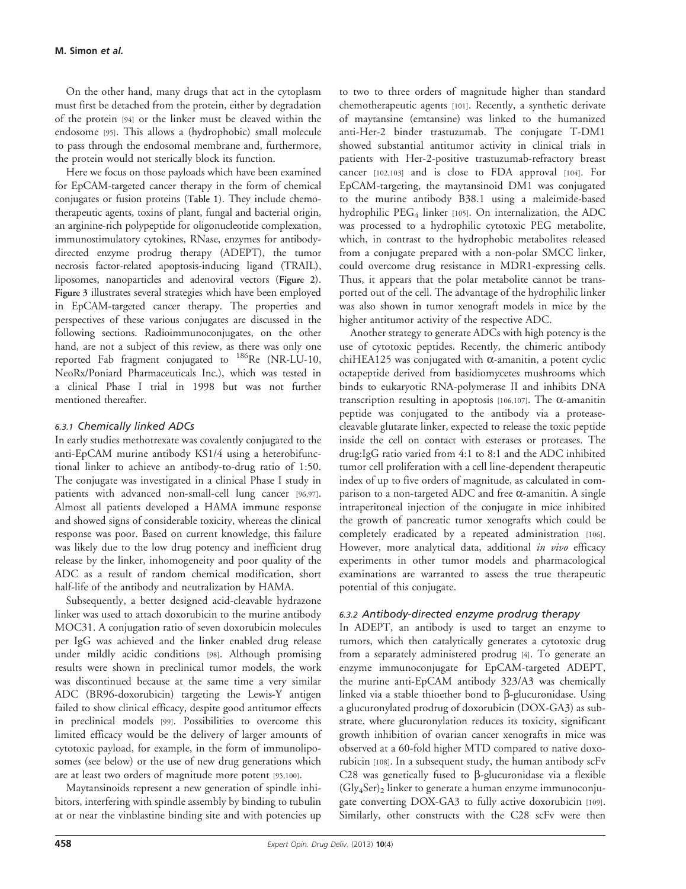On the other hand, many drugs that act in the cytoplasm must first be detached from the protein, either by degradation of the protein [94] or the linker must be cleaved within the endosome [95]. This allows a (hydrophobic) small molecule to pass through the endosomal membrane and, furthermore, the protein would not sterically block its function.

Here we focus on those payloads which have been examined for EpCAM-targeted cancer therapy in the form of chemical conjugates or fusion proteins (**Table 1**). They include chemotherapeutic agents, toxins of plant, fungal and bacterial origin, an arginine-rich polypeptide for oligonucleotide complexation, immunostimulatory cytokines, RNase, enzymes for antibody-directed enzyme prodrug therapy (ADEPT), the tumor necrosis factor-related apoptosis-inducing ligand (TRAIL), liposomes, nanoparticles and adenoviral vectors (**Figure 2**). **Figure 3** illustrates several strategies which have been employed in EpCAM-targeted cancer therapy. The properties and perspectives of these various conjugates are discussed in the following sections. Radioimmunoconjugates, on the other hand, are not a subject of this review, as there was only one reported Fab fragment conjugated to $^{186}$Re (NR-LU-10, NeoRx/Poniard Pharmaceuticals Inc.), which was tested in a clinical Phase I trial in 1998 but was not further mentioned thereafter.

### *6.3.1 Chemically linked ADCs*

In early studies methotrexate was covalently conjugated to the anti-EpCAM murine antibody KS1/4 using a heterobifunctional linker to achieve an antibody-to-drug ratio of 1:50. The conjugate was investigated in a clinical Phase I study in patients with advanced non-small-cell lung cancer [96,97]. Almost all patients developed a HAMA immune response and showed signs of considerable toxicity, whereas the clinical response was poor. Based on current knowledge, this failure was likely due to the low drug potency and inefficient drug release by the linker, inhomogeneity and poor quality of the ADC as a result of random chemical modification, short half-life of the antibody and neutralization by HAMA.

Subsequently, a better designed acid-cleavable hydrazone linker was used to attach doxorubicin to the murine antibody MOC31. A conjugation ratio of seven doxorubicin molecules per IgG was achieved and the linker enabled drug release under mildly acidic conditions [98]. Although promising results were shown in preclinical tumor models, the work was discontinued because at the same time a very similar ADC (BR96-doxorubicin) targeting the Lewis-Y antigen failed to show clinical efficacy, despite good antitumor effects in preclinical models [99]. Possibilities to overcome this limited efficacy would be the delivery of larger amounts of cytotoxic payload, for example, in the form of immunoliposomes (see below) or the use of new drug generations which are at least two orders of magnitude more potent [95,100].

Maytansinoids represent a new generation of spindle inhibitors, interfering with spindle assembly by binding to tubulin at or near the vinblastine binding site and with potencies up to two to three orders of magnitude higher than standard chemotherapeutic agents [101]. Recently, a synthetic derivate of maytansine (emtansine) was linked to the humanized anti-Her-2 binder trastuzumab. The conjugate T-DM1 showed substantial antitumor activity in clinical trials in patients with Her-2-positive trastuzumab-refractory breast cancer [102,103] and is close to FDA approval [104]. For EpCAM-targeting, the maytansinoid DM1 was conjugated to the murine antibody B38.1 using a maleimide-based hydrophilic $PEG_4$ linker [105]. On internalization, the ADC was processed to a hydrophilic cytotoxic PEG metabolite, which, in contrast to the hydrophobic metabolites released from a conjugate prepared with a non-polar SMCC linker, could overcome drug resistance in MDR1-expressing cells. Thus, it appears that the polar metabolite cannot be transported out of the cell. The advantage of the hydrophilic linker was also shown in tumor xenograft models in mice by the higher antitumor activity of the respective ADC.

Another strategy to generate ADCs with high potency is the use of cytotoxic peptides. Recently, the chimeric antibody chiHEA125 was conjugated with $\alpha$-amanitin, a potent cyclic octapeptide derived from basidiomycetes mushrooms which binds to eukaryotic RNA-polymerase II and inhibits DNA transcription resulting in apoptosis [106,107]. The $\alpha$-amanitin peptide was conjugated to the antibody via a protease-cleavable glutarate linker, expected to release the toxic peptide inside the cell on contact with esterases or proteases. The drug:IgG ratio varied from 4:1 to 8:1 and the ADC inhibited tumor cell proliferation with a cell line-dependent therapeutic index of up to five orders of magnitude, as calculated in comparison to a non-targeted ADC and free $\alpha$-amanitin. A single intraperitoneal injection of the conjugate in mice inhibited the growth of pancreatic tumor xenografts which could be completely eradicated by a repeated administration [106]. However, more analytical data, additional *in vivo* efficacy experiments in other tumor models and pharmacological examinations are warranted to assess the true therapeutic potential of this conjugate.

### *6.3.2 Antibody-directed enzyme prodrug therapy*

In ADEPT, an antibody is used to target an enzyme to tumors, which then catalytically generates a cytotoxic drug from a separately administered prodrug [4]. To generate an enzyme immunoconjugate for EpCAM-targeted ADEPT, the murine anti-EpCAM antibody 323/A3 was chemically linked via a stable thioether bond to $\beta$-glucuronidase. Using a glucuronylated prodrug of doxorubicin (DOX-GA3) as substrate, where glucuronylation reduces its toxicity, significant growth inhibition of ovarian cancer xenografts in mice was observed at a 60-fold higher MTD compared to native doxorubicin [108]. In a subsequent study, the human antibody scFv C28 was genetically fused to $\beta$-glucuronidase via a flexible $(Gly_4Ser)_2$ linker to generate a human enzyme immunoconjugate converting DOX-GA3 to fully active doxorubicin [109]. Similarly, other constructs with the C28 scFv were then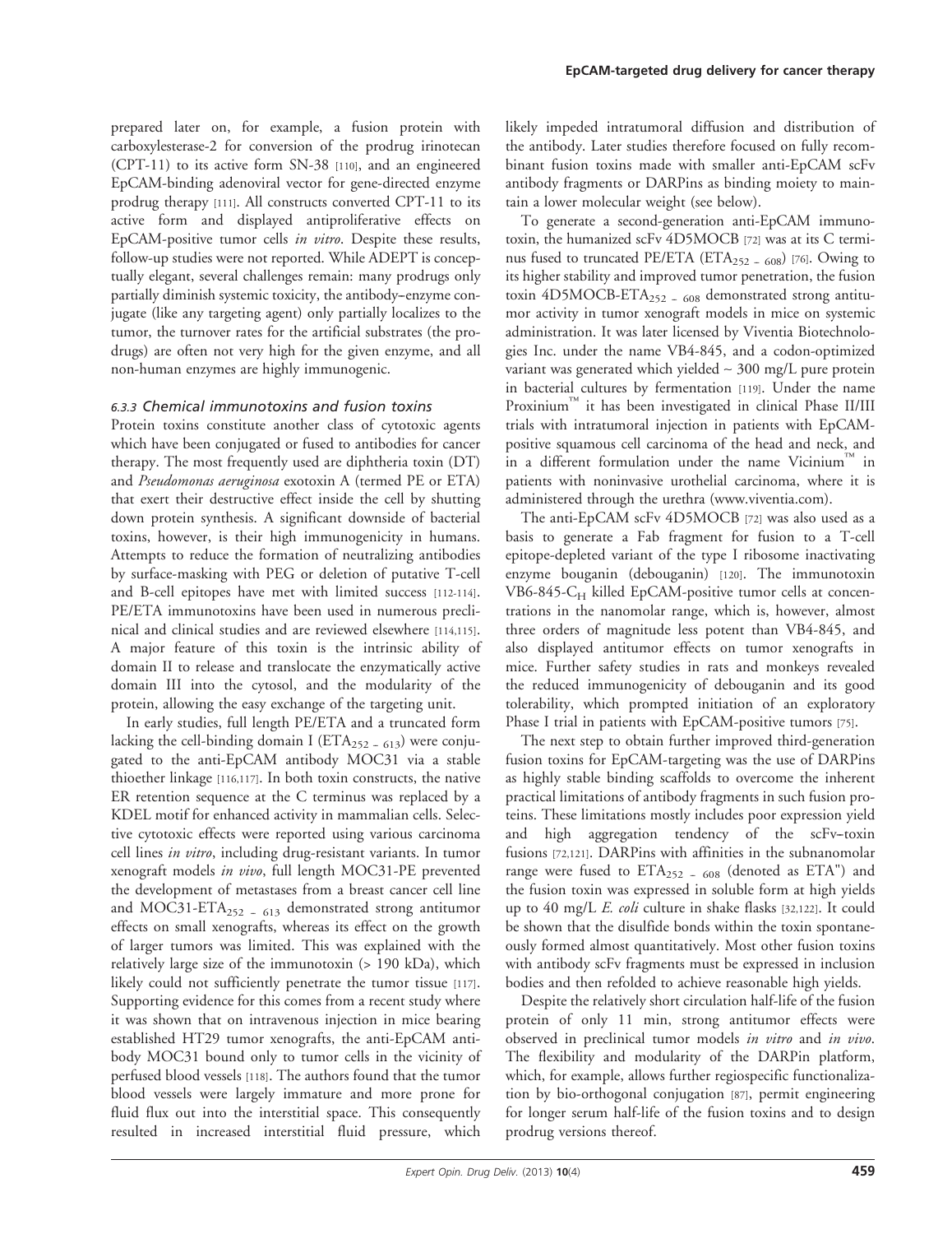prepared later on, for example, a fusion protein with carboxylesterase-2 for conversion of the prodrug irinotecan (CPT-11) to its active form SN-38 [110], and an engineered EpCAM-binding adenoviral vector for gene-directed enzyme prodrug therapy [111]. All constructs converted CPT-11 to its active form and displayed antiproliferative effects on EpCAM-positive tumor cells *in vitro*. Despite these results, follow-up studies were not reported. While ADEPT is conceptually elegant, several challenges remain: many prodrugs only partially diminish systemic toxicity, the antibody–enzyme conjugate (like any targeting agent) only partially localizes to the tumor, the turnover rates for the artificial substrates (the prodrugs) are often not very high for the given enzyme, and all non-human enzymes are highly immunogenic.

### 6.3.3 Chemical immunotoxins and fusion toxins

Protein toxins constitute another class of cytotoxic agents which have been conjugated or fused to antibodies for cancer therapy. The most frequently used are diphtheria toxin (DT) and *Pseudomonas aeruginosa* exotoxin A (termed PE or ETA) that exert their destructive effect inside the cell by shutting down protein synthesis. A significant downside of bacterial toxins, however, is their high immunogenicity in humans. Attempts to reduce the formation of neutralizing antibodies by surface-masking with PEG or deletion of putative T-cell and B-cell epitopes have met with limited success [112-114]. PE/ETA immunotoxins have been used in numerous preclinical and clinical studies and are reviewed elsewhere [114,115]. A major feature of this toxin is the intrinsic ability of domain II to release and translocate the enzymatically active domain III into the cytosol, and the modularity of the protein, allowing the easy exchange of the targeting unit.

In early studies, full length PE/ETA and a truncated form lacking the cell-binding domain I ($ETA_{252-613}$) were conjugated to the anti-EpCAM antibody MOC31 via a stable thioether linkage [116,117]. In both toxin constructs, the native ER retention sequence at the C terminus was replaced by a KDEL motif for enhanced activity in mammalian cells. Selective cytotoxic effects were reported using various carcinoma cell lines *in vitro*, including drug-resistant variants. In tumor xenograft models *in vivo*, full length MOC31-PE prevented the development of metastases from a breast cancer cell line and MOC31-$ETA_{252-613}$ demonstrated strong antitumor effects on small xenografts, whereas its effect on the growth of larger tumors was limited. This was explained with the relatively large size of the immunotoxin (> 190 kDa), which likely could not sufficiently penetrate the tumor tissue [117]. Supporting evidence for this comes from a recent study where it was shown that on intravenous injection in mice bearing established HT29 tumor xenografts, the anti-EpCAM antibody MOC31 bound only to tumor cells in the vicinity of perfused blood vessels [118]. The authors found that the tumor blood vessels were largely immature and more prone for fluid flux out into the interstitial space. This consequently resulted in increased interstitial fluid pressure, which likely impeded intratumoral diffusion and distribution of the antibody. Later studies therefore focused on fully recombinant fusion toxins made with smaller anti-EpCAM scFv antibody fragments or DARPins as binding moiety to maintain a lower molecular weight (see below).

To generate a second-generation anti-EpCAM immunotoxin, the humanized scFv 4D5MOCB [72] was at its C terminus fused to truncated PE/ETA ($ETA_{252-608}$) [76]. Owing to its higher stability and improved tumor penetration, the fusion toxin 4D5MOCB-$ETA_{252-608}$ demonstrated strong antitumor activity in tumor xenograft models in mice on systemic administration. It was later licensed by Viventia Biotechnologies Inc. under the name VB4-845, and a codon-optimized variant was generated which yielded ~ 300 mg/L pure protein in bacterial cultures by fermentation [119]. Under the name Proxinium™ it has been investigated in clinical Phase II/III trials with intratumoral injection in patients with EpCAM-positive squamous cell carcinoma of the head and neck, and in a different formulation under the name Vicinium™ in patients with noninvasive urothelial carcinoma, where it is administered through the urethra (www.viventia.com).

The anti-EpCAM scFv 4D5MOCB [72] was also used as a basis to generate a Fab fragment for fusion to a T-cell epitope-depleted variant of the type I ribosome inactivating enzyme bouganin (debouganin) [120]. The immunotoxin VB6-845-$C_H$ killed EpCAM-positive tumor cells at concentrations in the nanomolar range, which is, however, almost three orders of magnitude less potent than VB4-845, and also displayed antitumor effects on tumor xenografts in mice. Further safety studies in rats and monkeys revealed the reduced immunogenicity of debouganin and its good tolerability, which prompted initiation of an exploratory Phase I trial in patients with EpCAM-positive tumors [75].

The next step to obtain further improved third-generation fusion toxins for EpCAM-targeting was the use of DARPins as highly stable binding scaffolds to overcome the inherent practical limitations of antibody fragments in such fusion proteins. These limitations mostly includes poor expression yield and high aggregation tendency of the scFv–toxin fusions [72,121]. DARPins with affinities in the subnanomolar range were fused to $ETA_{252-608}$ (denoted as ETA'') and the fusion toxin was expressed in soluble form at high yields up to 40 mg/L *E. coli* culture in shake flasks [32,122]. It could be shown that the disulfide bonds within the toxin spontaneously formed almost quantitatively. Most other fusion toxins with antibody scFv fragments must be expressed in inclusion bodies and then refolded to achieve reasonable high yields.

Despite the relatively short circulation half-life of the fusion protein of only 11 min, strong antitumor effects were observed in preclinical tumor models *in vitro* and *in vivo*. The flexibility and modularity of the DARPin platform, which, for example, allows further regiospecific functionalization by bio-orthogonal conjugation [87], permit engineering for longer serum half-life of the fusion toxins and to design prodrug versions thereof.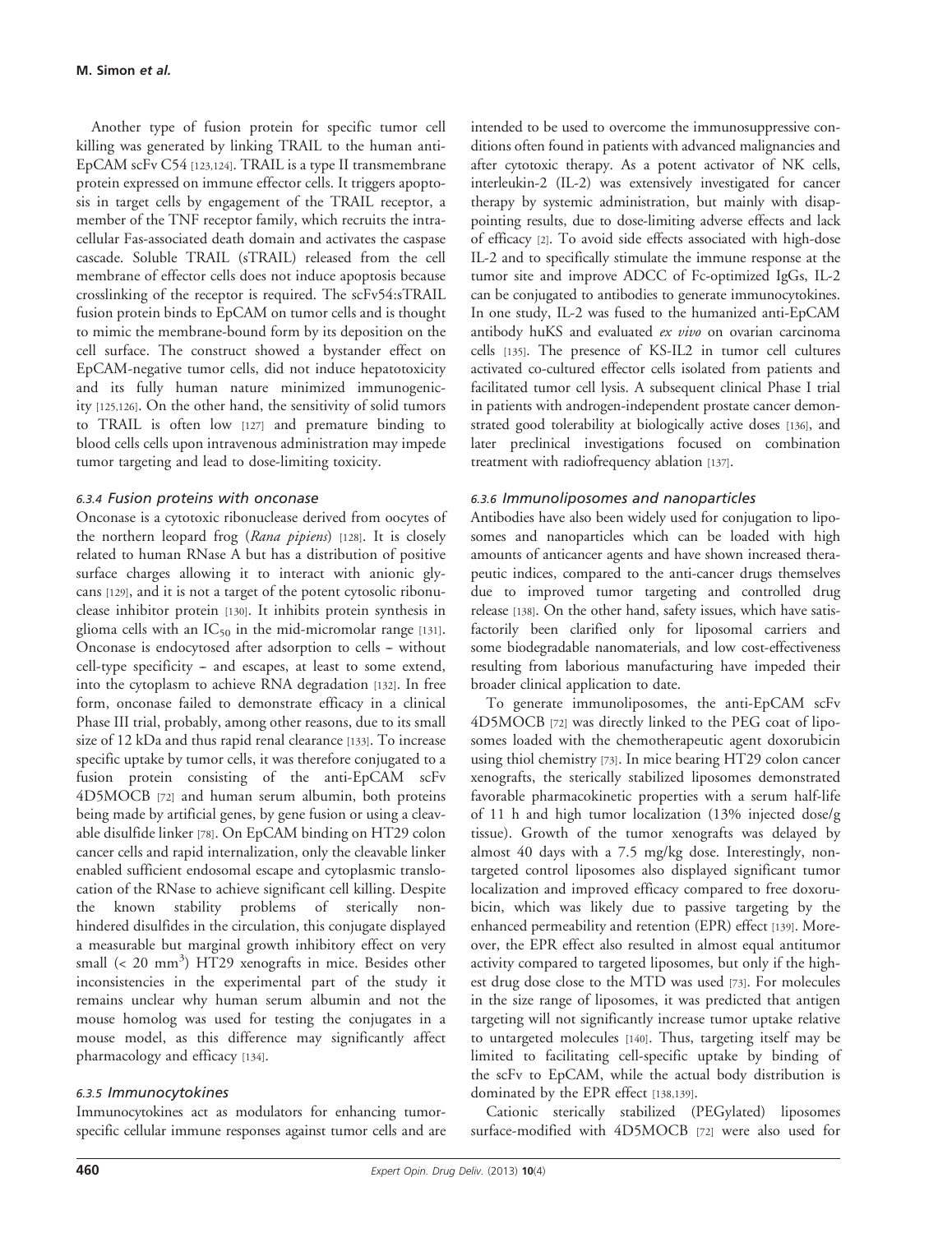Another type of fusion protein for specific tumor cell killing was generated by linking TRAIL to the human anti-EpCAM scFv C54 [123,124]. TRAIL is a type II transmembrane protein expressed on immune effector cells. It triggers apoptosis in target cells by engagement of the TRAIL receptor, a member of the TNF receptor family, which recruits the intracellular Fas-associated death domain and activates the caspase cascade. Soluble TRAIL (sTRAIL) released from the cell membrane of effector cells does not induce apoptosis because crosslinking of the receptor is required. The scFv54:sTRAIL fusion protein binds to EpCAM on tumor cells and is thought to mimic the membrane-bound form by its deposition on the cell surface. The construct showed a bystander effect on EpCAM-negative tumor cells, did not induce hepatotoxicity and its fully human nature minimized immunogenicity [125,126]. On the other hand, the sensitivity of solid tumors to TRAIL is often low [127] and premature binding to blood cells cells upon intravenous administration may impede tumor targeting and lead to dose-limiting toxicity.

#### 6.3.4 Fusion proteins with onconase

Onconase is a cytotoxic ribonuclease derived from oocytes of the northern leopard frog (*Rana pipiens*) [128]. It is closely related to human RNase A but has a distribution of positive surface charges allowing it to interact with anionic glycans [129], and it is not a target of the potent cytosolic ribonuclease inhibitor protein [130]. It inhibits protein synthesis in glioma cells with an $IC_{50}$ in the mid-micromolar range [131]. Onconase is endocytosed after adsorption to cells – without cell-type specificity – and escapes, at least to some extend, into the cytoplasm to achieve RNA degradation [132]. In free form, onconase failed to demonstrate efficacy in a clinical Phase III trial, probably, among other reasons, due to its small size of 12 kDa and thus rapid renal clearance [133]. To increase specific uptake by tumor cells, it was therefore conjugated to a fusion protein consisting of the anti-EpCAM scFv 4D5MOCB [72] and human serum albumin, both proteins being made by artificial genes, by gene fusion or using a cleavable disulfide linker [78]. On EpCAM binding on HT29 colon cancer cells and rapid internalization, only the cleavable linker enabled sufficient endosomal escape and cytoplasmic translocation of the RNase to achieve significant cell killing. Despite the known stability problems of sterically non-hindered disulfides in the circulation, this conjugate displayed a measurable but marginal growth inhibitory effect on very small (< 20 $mm^3$) HT29 xenografts in mice. Besides other inconsistencies in the experimental part of the study it remains unclear why human serum albumin and not the mouse homolog was used for testing the conjugates in a mouse model, as this difference may significantly affect pharmacology and efficacy [134].

#### 6.3.5 Immunocytokines

Immunocytokines act as modulators for enhancing tumor-specific cellular immune responses against tumor cells and are intended to be used to overcome the immunosuppressive conditions often found in patients with advanced malignancies and after cytotoxic therapy. As a potent activator of NK cells, interleukin-2 (IL-2) was extensively investigated for cancer therapy by systemic administration, but mainly with disappointing results, due to dose-limiting adverse effects and lack of efficacy [2]. To avoid side effects associated with high-dose IL-2 and to specifically stimulate the immune response at the tumor site and improve ADCC of Fc-optimized IgGs, IL-2 can be conjugated to antibodies to generate immunocytokines. In one study, IL-2 was fused to the humanized anti-EpCAM antibody huKS and evaluated *ex vivo* on ovarian carcinoma cells [135]. The presence of KS-IL2 in tumor cell cultures activated co-cultured effector cells isolated from patients and facilitated tumor cell lysis. A subsequent clinical Phase I trial in patients with androgen-independent prostate cancer demonstrated good tolerability at biologically active doses [136], and later preclinical investigations focused on combination treatment with radiofrequency ablation [137].

#### 6.3.6 Immunoliposomes and nanoparticles

Antibodies have also been widely used for conjugation to liposomes and nanoparticles which can be loaded with high amounts of anticancer agents and have shown increased therapeutic indices, compared to the anti-cancer drugs themselves due to improved tumor targeting and controlled drug release [138]. On the other hand, safety issues, which have satisfactorily been clarified only for liposomal carriers and some biodegradable nanomaterials, and low cost-effectiveness resulting from laborious manufacturing have impeded their broader clinical application to date.

To generate immunoliposomes, the anti-EpCAM scFv 4D5MOCB [72] was directly linked to the PEG coat of liposomes loaded with the chemotherapeutic agent doxorubicin using thiol chemistry [73]. In mice bearing HT29 colon cancer xenografts, the sterically stabilized liposomes demonstrated favorable pharmacokinetic properties with a serum half-life of 11 h and high tumor localization (13% injected dose/g tissue). Growth of the tumor xenografts was delayed by almost 40 days with a 7.5 mg/kg dose. Interestingly, non-targeted control liposomes also displayed significant tumor localization and improved efficacy compared to free doxorubicin, which was likely due to passive targeting by the enhanced permeability and retention (EPR) effect [139]. Moreover, the EPR effect also resulted in almost equal antitumor activity compared to targeted liposomes, but only if the highest drug dose close to the MTD was used [73]. For molecules in the size range of liposomes, it was predicted that antigen targeting will not significantly increase tumor uptake relative to untargeted molecules [140]. Thus, targeting itself may be limited to facilitating cell-specific uptake by binding of the scFv to EpCAM, while the actual body distribution is dominated by the EPR effect [138,139].

Cationic sterically stabilized (PEGylated) liposomes surface-modified with 4D5MOCB [72] were also used for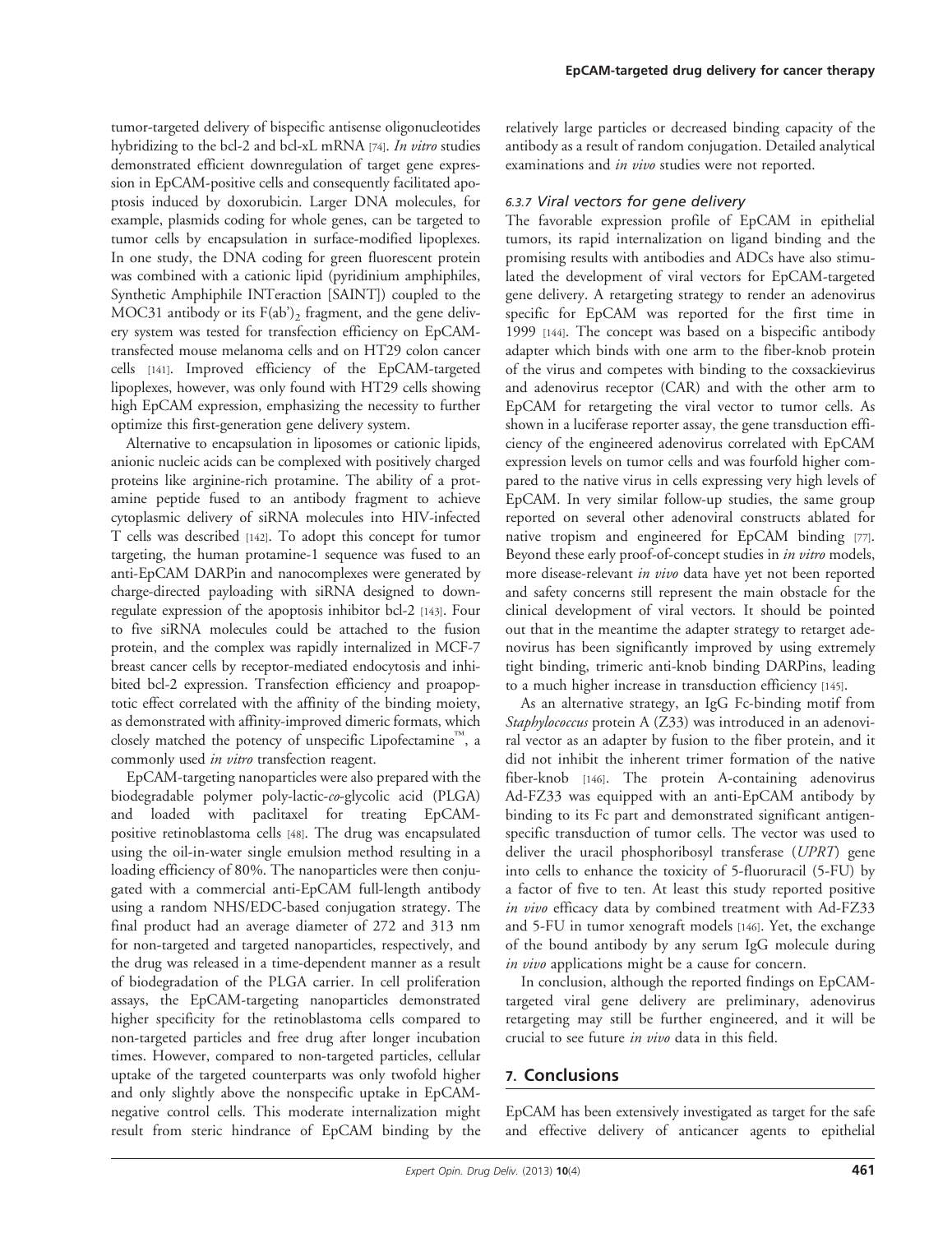tumor-targeted delivery of bispecific antisense oligonucleotides hybridizing to the bcl-2 and bcl-xL mRNA [74]. *In vitro* studies demonstrated efficient downregulation of target gene expression in EpCAM-positive cells and consequently facilitated apoptosis induced by doxorubicin. Larger DNA molecules, for example, plasmids coding for whole genes, can be targeted to tumor cells by encapsulation in surface-modified lipoplexes. In one study, the DNA coding for green fluorescent protein was combined with a cationic lipid (pyridinium amphiphiles, Synthetic Amphiphile INTeraction [SAINT]) coupled to the MOC31 antibody or its $F(ab')_2$ fragment, and the gene delivery system was tested for transfection efficiency on EpCAM-transfected mouse melanoma cells and on HT29 colon cancer cells [141]. Improved efficiency of the EpCAM-targeted lipoplexes, however, was only found with HT29 cells showing high EpCAM expression, emphasizing the necessity to further optimize this first-generation gene delivery system.

Alternative to encapsulation in liposomes or cationic lipids, anionic nucleic acids can be complexed with positively charged proteins like arginine-rich protamine. The ability of a protamine peptide fused to an antibody fragment to achieve cytoplasmic delivery of siRNA molecules into HIV-infected T cells was described [142]. To adopt this concept for tumor targeting, the human protamine-1 sequence was fused to an anti-EpCAM DARPin and nanocomplexes were generated by charge-directed payloading with siRNA designed to downregulate expression of the apoptosis inhibitor bcl-2 [143]. Four to five siRNA molecules could be attached to the fusion protein, and the complex was rapidly internalized in MCF-7 breast cancer cells by receptor-mediated endocytosis and inhibited bcl-2 expression. Transfection efficiency and proapoptotic effect correlated with the affinity of the binding moiety, as demonstrated with affinity-improved dimeric formats, which closely matched the potency of unspecific Lipofectamine™, a commonly used *in vitro* transfection reagent.

EpCAM-targeting nanoparticles were also prepared with the biodegradable polymer poly-lactic-*co*-glycolic acid (PLGA) and loaded with paclitaxel for treating EpCAM-positive retinoblastoma cells [48]. The drug was encapsulated using the oil-in-water single emulsion method resulting in a loading efficiency of 80%. The nanoparticles were then conjugated with a commercial anti-EpCAM full-length antibody using a random NHS/EDC-based conjugation strategy. The final product had an average diameter of 272 and 313 nm for non-targeted and targeted nanoparticles, respectively, and the drug was released in a time-dependent manner as a result of biodegradation of the PLGA carrier. In cell proliferation assays, the EpCAM-targeting nanoparticles demonstrated higher specificity for the retinoblastoma cells compared to non-targeted particles and free drug after longer incubation times. However, compared to non-targeted particles, cellular uptake of the targeted counterparts was only twofold higher and only slightly above the nonspecific uptake in EpCAM-negative control cells. This moderate internalization might result from steric hindrance of EpCAM binding by the relatively large particles or decreased binding capacity of the antibody as a result of random conjugation. Detailed analytical examinations and *in vivo* studies were not reported.

#### 6.3.7 Viral vectors for gene delivery

The favorable expression profile of EpCAM in epithelial tumors, its rapid internalization on ligand binding and the promising results with antibodies and ADCs have also stimulated the development of viral vectors for EpCAM-targeted gene delivery. A retargeting strategy to render an adenovirus specific for EpCAM was reported for the first time in 1999 [144]. The concept was based on a bispecific antibody adapter which binds with one arm to the fiber-knob protein of the virus and competes with binding to the coxsackievirus and adenovirus receptor (CAR) and with the other arm to EpCAM for retargeting the viral vector to tumor cells. As shown in a luciferase reporter assay, the gene transduction efficiency of the engineered adenovirus correlated with EpCAM expression levels on tumor cells and was fourfold higher compared to the native virus in cells expressing very high levels of EpCAM. In very similar follow-up studies, the same group reported on several other adenoviral constructs ablated for native tropism and engineered for EpCAM binding [77]. Beyond these early proof-of-concept studies in *in vitro* models, more disease-relevant *in vivo* data have yet not been reported and safety concerns still represent the main obstacle for the clinical development of viral vectors. It should be pointed out that in the meantime the adapter strategy to retarget adenovirus has been significantly improved by using extremely tight binding, trimeric anti-knob binding DARPins, leading to a much higher increase in transduction efficiency [145].

As an alternative strategy, an IgG Fc-binding motif from *Staphylococcus* protein A (Z33) was introduced in an adenoviral vector as an adapter by fusion to the fiber protein, and it did not inhibit the inherent trimer formation of the native fiber-knob [146]. The protein A-containing adenovirus Ad-FZ33 was equipped with an anti-EpCAM antibody by binding to its Fc part and demonstrated significant antigen-specific transduction of tumor cells. The vector was used to deliver the uracil phosphoribosyl transferase (*UPRT*) gene into cells to enhance the toxicity of 5-fluoruracil (5-FU) by a factor of five to ten. At least this study reported positive *in vivo* efficacy data by combined treatment with Ad-FZ33 and 5-FU in tumor xenograft models [146]. Yet, the exchange of the bound antibody by any serum IgG molecule during *in vivo* applications might be a cause for concern.

In conclusion, although the reported findings on EpCAM-targeted viral gene delivery are preliminary, adenovirus retargeting may still be further engineered, and it will be crucial to see future *in vivo* data in this field.

## 7. Conclusions

EpCAM has been extensively investigated as target for the safe and effective delivery of anticancer agents to epithelial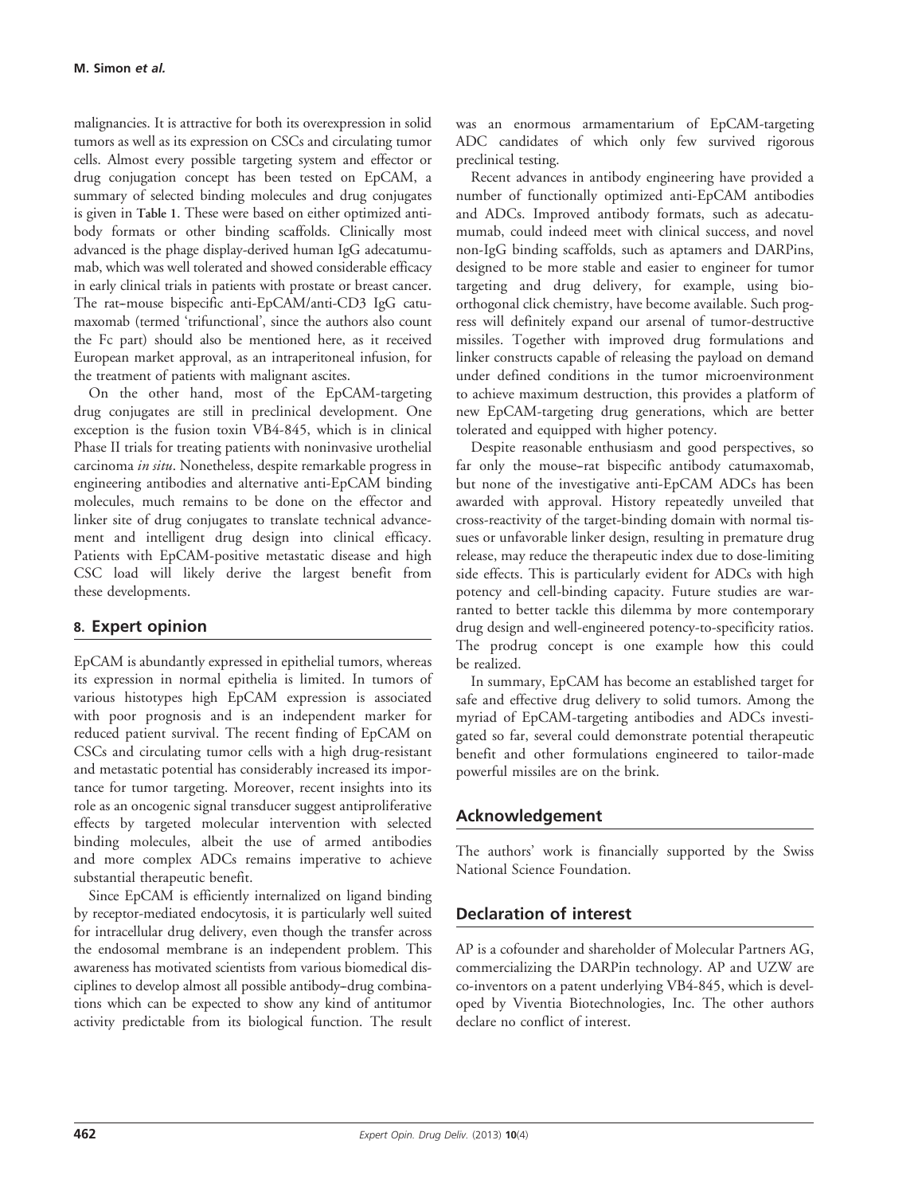malignancies. It is attractive for both its overexpression in solid tumors as well as its expression on CSCs and circulating tumor cells. Almost every possible targeting system and effector or drug conjugation concept has been tested on EpCAM, a summary of selected binding molecules and drug conjugates is given in **Table 1**. These were based on either optimized antibody formats or other binding scaffolds. Clinically most advanced is the phage display-derived human IgG adecatumumab, which was well tolerated and showed considerable efficacy in early clinical trials in patients with prostate or breast cancer. The rat–mouse bispecific anti-EpCAM/anti-CD3 IgG catumaxomab (termed 'trifunctional', since the authors also count the Fc part) should also be mentioned here, as it received European market approval, as an intraperitoneal infusion, for the treatment of patients with malignant ascites.

On the other hand, most of the EpCAM-targeting drug conjugates are still in preclinical development. One exception is the fusion toxin VB4-845, which is in clinical Phase II trials for treating patients with noninvasive urothelial carcinoma *in situ*. Nonetheless, despite remarkable progress in engineering antibodies and alternative anti-EpCAM binding molecules, much remains to be done on the effector and linker site of drug conjugates to translate technical advancement and intelligent drug design into clinical efficacy. Patients with EpCAM-positive metastatic disease and high CSC load will likely derive the largest benefit from these developments.

## 8. Expert opinion

EpCAM is abundantly expressed in epithelial tumors, whereas its expression in normal epithelia is limited. In tumors of various histotypes high EpCAM expression is associated with poor prognosis and is an independent marker for reduced patient survival. The recent finding of EpCAM on CSCs and circulating tumor cells with a high drug-resistant and metastatic potential has considerably increased its importance for tumor targeting. Moreover, recent insights into its role as an oncogenic signal transducer suggest antiproliferative effects by targeted molecular intervention with selected binding molecules, albeit the use of armed antibodies and more complex ADCs remains imperative to achieve substantial therapeutic benefit.

Since EpCAM is efficiently internalized on ligand binding by receptor-mediated endocytosis, it is particularly well suited for intracellular drug delivery, even though the transfer across the endosomal membrane is an independent problem. This awareness has motivated scientists from various biomedical disciplines to develop almost all possible antibody–drug combinations which can be expected to show any kind of antitumor activity predictable from its biological function. The result was an enormous armamentarium of EpCAM-targeting ADC candidates of which only few survived rigorous preclinical testing.

Recent advances in antibody engineering have provided a number of functionally optimized anti-EpCAM antibodies and ADCs. Improved antibody formats, such as adecatumumab, could indeed meet with clinical success, and novel non-IgG binding scaffolds, such as aptamers and DARPins, designed to be more stable and easier to engineer for tumor targeting and drug delivery, for example, using bio-orthogonal click chemistry, have become available. Such progress will definitely expand our arsenal of tumor-destructive missiles. Together with improved drug formulations and linker constructs capable of releasing the payload on demand under defined conditions in the tumor microenvironment to achieve maximum destruction, this provides a platform of new EpCAM-targeting drug generations, which are better tolerated and equipped with higher potency.

Despite reasonable enthusiasm and good perspectives, so far only the mouse–rat bispecific antibody catumaxomab, but none of the investigative anti-EpCAM ADCs has been awarded with approval. History repeatedly unveiled that cross-reactivity of the target-binding domain with normal tissues or unfavorable linker design, resulting in premature drug release, may reduce the therapeutic index due to dose-limiting side effects. This is particularly evident for ADCs with high potency and cell-binding capacity. Future studies are warranted to better tackle this dilemma by more contemporary drug design and well-engineered potency-to-specificity ratios. The prodrug concept is one example how this could be realized.

In summary, EpCAM has become an established target for safe and effective drug delivery to solid tumors. Among the myriad of EpCAM-targeting antibodies and ADCs investigated so far, several could demonstrate potential therapeutic benefit and other formulations engineered to tailor-made powerful missiles are on the brink.

## Acknowledgement

The authors' work is financially supported by the Swiss National Science Foundation.

## Declaration of interest

AP is a cofounder and shareholder of Molecular Partners AG, commercializing the DARPin technology. AP and UZW are co-inventors on a patent underlying VB4-845, which is developed by Viventia Biotechnologies, Inc. The other authors declare no conflict of interest.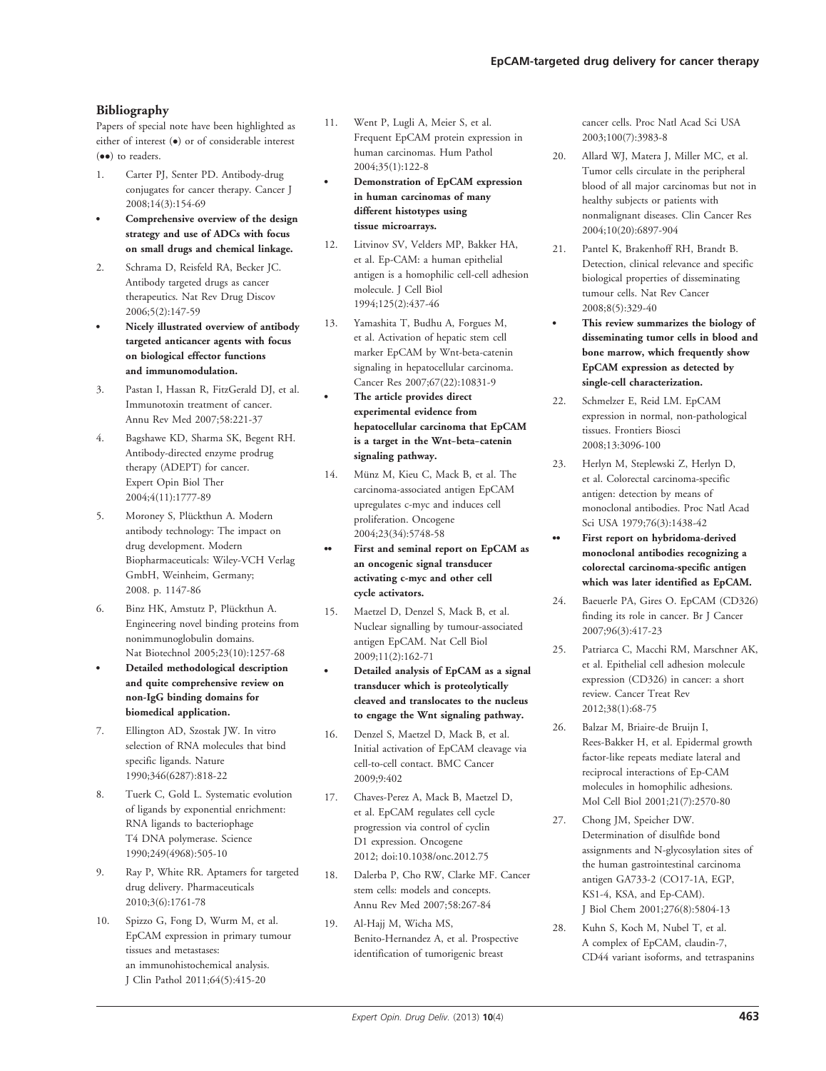## Bibliography

Papers of special note have been highlighted as either of interest (•) or of considerable interest (••) to readers.

1. Carter PJ, Senter PD. Antibody-drug conjugates for cancer therapy. Cancer J 2008;14(3):154-69
   - • **Comprehensive overview of the design strategy and use of ADCs with focus on small drugs and chemical linkage.**
2. Schrama D, Reisfeld RA, Becker JC. Antibody targeted drugs as cancer therapeutics. Nat Rev Drug Discov 2006;5(2):147-59
   - • **Nicely illustrated overview of antibody targeted anticancer agents with focus on biological effector functions and immunomodulation.**
3. Pastan I, Hassan R, FitzGerald DJ, et al. Immunotoxin treatment of cancer. Annu Rev Med 2007;58:221-37
4. Bagshawe KD, Sharma SK, Begent RH. Antibody-directed enzyme prodrug therapy (ADEPT) for cancer. Expert Opin Biol Ther 2004;4(11):1777-89
5. Moroney S, Plückthun A. Modern antibody technology: The impact on drug development. Modern Biopharmaceuticals: Wiley-VCH Verlag GmbH, Weinheim, Germany; 2008. p. 1147-86
6. Binz HK, Amstutz P, Plückthun A. Engineering novel binding proteins from nonimmunoglobulin domains. Nat Biotechnol 2005;23(10):1257-68
   - • **Detailed methodological description and quite comprehensive review on non-IgG binding domains for biomedical application.**
7. Ellington AD, Szostak JW. In vitro selection of RNA molecules that bind specific ligands. Nature 1990;346(6287):818-22
8. Tuerk C, Gold L. Systematic evolution of ligands by exponential enrichment: RNA ligands to bacteriophage T4 DNA polymerase. Science 1990;249(4968):505-10
9. Ray P, White RR. Aptamers for targeted drug delivery. Pharmaceuticals 2010;3(6):1761-78
10. Spizzo G, Fong D, Wurm M, et al. EpCAM expression in primary tumour tissues and metastases: an immunohistochemical analysis. J Clin Pathol 2011;64(5):415-20
11. Went P, Lugli A, Meier S, et al. Frequent EpCAM protein expression in human carcinomas. Hum Pathol 2004;35(1):122-8
    - • **Demonstration of EpCAM expression in human carcinomas of many different histotypes using tissue microarrays.**
12. Litvinov SV, Velders MP, Bakker HA, et al. Ep-CAM: a human epithelial antigen is a homophilic cell-cell adhesion molecule. J Cell Biol 1994;125(2):437-46
13. Yamashita T, Budhu A, Forgues M, et al. Activation of hepatic stem cell marker EpCAM by Wnt-beta-catenin signaling in hepatocellular carcinoma. Cancer Res 2007;67(22):10831-9
    - • **The article provides direct experimental evidence from hepatocellular carcinoma that EpCAM is a target in the Wnt–beta–catenin signaling pathway.**
14. Münz M, Kieu C, Mack B, et al. The carcinoma-associated antigen EpCAM upregulates c-myc and induces cell proliferation. Oncogene 2004;23(34):5748-58
    - •• **First and seminal report on EpCAM as an oncogenic signal transducer activating c-myc and other cell cycle activators.**
15. Maetzel D, Denzel S, Mack B, et al. Nuclear signalling by tumour-associated antigen EpCAM. Nat Cell Biol 2009;11(2):162-71
    - • **Detailed analysis of EpCAM as a signal transducer which is proteolytically cleaved and translocates to the nucleus to engage the Wnt signaling pathway.**
16. Denzel S, Maetzel D, Mack B, et al. Initial activation of EpCAM cleavage via cell-to-cell contact. BMC Cancer 2009;9:402
17. Chaves-Perez A, Mack B, Maetzel D, et al. EpCAM regulates cell cycle progression via control of cyclin D1 expression. Oncogene 2012; doi:10.1038/onc.2012.75
18. Dalerba P, Cho RW, Clarke MF. Cancer stem cells: models and concepts. Annu Rev Med 2007;58:267-84
19. Al-Hajj M, Wicha MS, Benito-Hernandez A, et al. Prospective identification of tumorigenic breast cancer cells. Proc Natl Acad Sci USA 2003;100(7):3983-8
20. Allard WJ, Matera J, Miller MC, et al. Tumor cells circulate in the peripheral blood of all major carcinomas but not in healthy subjects or patients with nonmalignant diseases. Clin Cancer Res 2004;10(20):6897-904
21. Pantel K, Brakenhoff RH, Brandt B. Detection, clinical relevance and specific biological properties of disseminating tumour cells. Nat Rev Cancer 2008;8(5):329-40
    - • **This review summarizes the biology of disseminating tumor cells in blood and bone marrow, which frequently show EpCAM expression as detected by single-cell characterization.**
22. Schmelzer E, Reid LM. EpCAM expression in normal, non-pathological tissues. Frontiers Biosci 2008;13:3096-100
23. Herlyn M, Steplewski Z, Herlyn D, et al. Colorectal carcinoma-specific antigen: detection by means of monoclonal antibodies. Proc Natl Acad Sci USA 1979;76(3):1438-42
    - •• **First report on hybridoma-derived monoclonal antibodies recognizing a colorectal carcinoma-specific antigen which was later identified as EpCAM.**
24. Baeuerle PA, Gires O. EpCAM (CD326) finding its role in cancer. Br J Cancer 2007;96(3):417-23
25. Patriarca C, Macchi RM, Marschner AK, et al. Epithelial cell adhesion molecule expression (CD326) in cancer: a short review. Cancer Treat Rev 2012;38(1):68-75
26. Balzar M, Briaire-de Bruijn I, Rees-Bakker H, et al. Epidermal growth factor-like repeats mediate lateral and reciprocal interactions of Ep-CAM molecules in homophilic adhesions. Mol Cell Biol 2001;21(7):2570-80
27. Chong JM, Speicher DW. Determination of disulfide bond assignments and N-glycosylation sites of the human gastrointestinal carcinoma antigen GA733-2 (CO17-1A, EGP, KS1-4, KSA, and Ep-CAM). J Biol Chem 2001;276(8):5804-13
28. Kuhn S, Koch M, Nubel T, et al. A complex of EpCAM, claudin-7, CD44 variant isoforms, and tetraspanins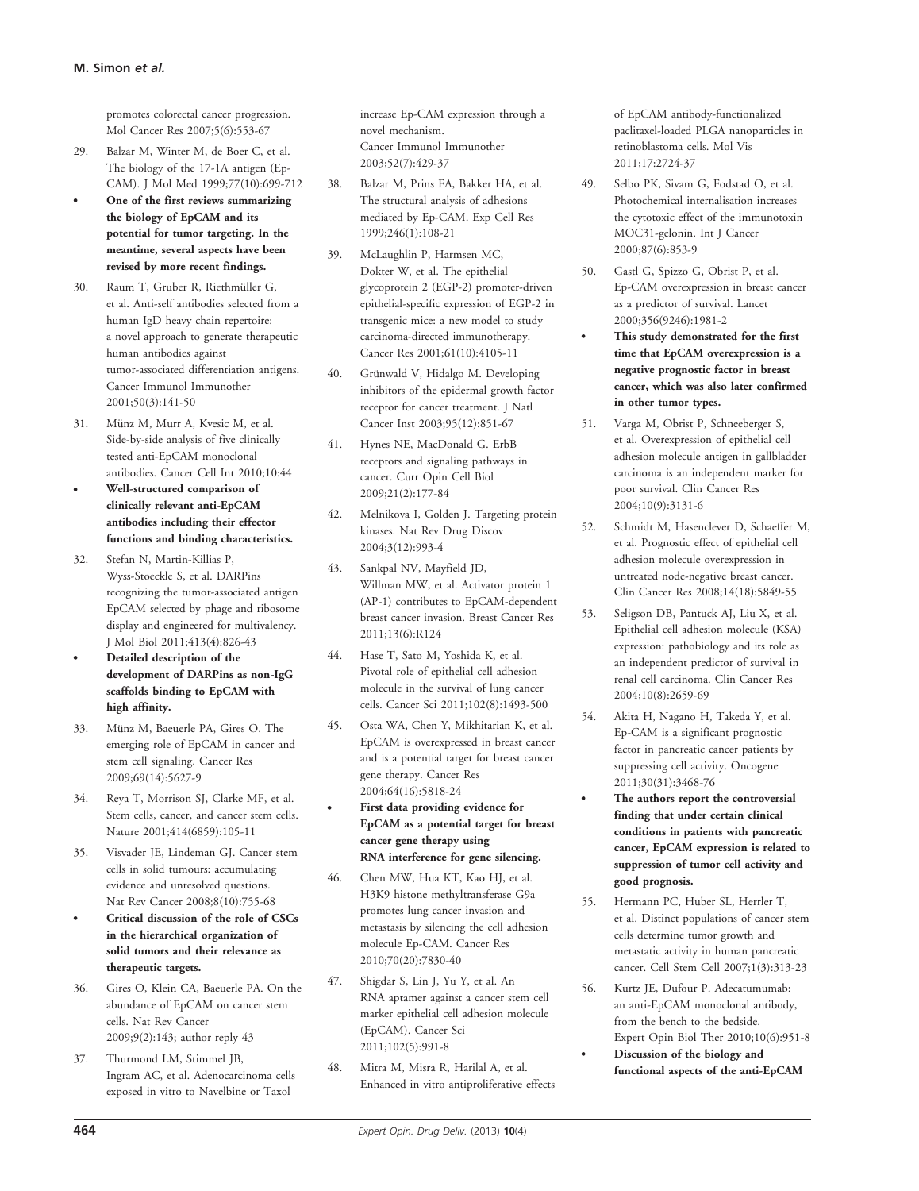promotes colorectal cancer progression. Mol Cancer Res 2007;5(6):553-67

29. Balzar M, Winter M, de Boer C, et al. The biology of the 17-1A antigen (Ep-CAM). J Mol Med 1999;77(10):699-712
    - **One of the first reviews summarizing the biology of EpCAM and its potential for tumor targeting. In the meantime, several aspects have been revised by more recent findings.**

30. Raum T, Gruber R, Riethmüller G, et al. Anti-self antibodies selected from a human IgD heavy chain repertoire: a novel approach to generate therapeutic human antibodies against tumor-associated differentiation antigens. Cancer Immunol Immunother 2001;50(3):141-50

31. Münz M, Murr A, Kvesic M, et al. Side-by-side analysis of five clinically tested anti-EpCAM monoclonal antibodies. Cancer Cell Int 2010;10:44
    - **Well-structured comparison of clinically relevant anti-EpCAM antibodies including their effector functions and binding characteristics.**

32. Stefan N, Martin-Killias P, Wyss-Stoeckle S, et al. DARPins recognizing the tumor-associated antigen EpCAM selected by phage and ribosome display and engineered for multivalency. J Mol Biol 2011;413(4):826-43
    - **Detailed description of the development of DARPins as non-IgG scaffolds binding to EpCAM with high affinity.**

33. Münz M, Baeuerle PA, Gires O. The emerging role of EpCAM in cancer and stem cell signaling. Cancer Res 2009;69(14):5627-9

34. Reya T, Morrison SJ, Clarke MF, et al. Stem cells, cancer, and cancer stem cells. Nature 2001;414(6859):105-11

35. Visvader JE, Lindeman GJ. Cancer stem cells in solid tumours: accumulating evidence and unresolved questions. Nat Rev Cancer 2008;8(10):755-68
    - **Critical discussion of the role of CSCs in the hierarchical organization of solid tumors and their relevance as therapeutic targets.**

36. Gires O, Klein CA, Baeuerle PA. On the abundance of EpCAM on cancer stem cells. Nat Rev Cancer 2009;9(2):143; author reply 43

37. Thurmond LM, Stimmel JB, Ingram AC, et al. Adenocarcinoma cells exposed in vitro to Navelbine or Taxol increase Ep-CAM expression through a novel mechanism. Cancer Immunol Immunother 2003;52(7):429-37

38. Balzar M, Prins FA, Bakker HA, et al. The structural analysis of adhesions mediated by Ep-CAM. Exp Cell Res 1999;246(1):108-21

39. McLaughlin P, Harmsen MC, Dokter W, et al. The epithelial glycoprotein 2 (EGP-2) promoter-driven epithelial-specific expression of EGP-2 in transgenic mice: a new model to study carcinoma-directed immunotherapy. Cancer Res 2001;61(10):4105-11

40. Grünwald V, Hidalgo M. Developing inhibitors of the epidermal growth factor receptor for cancer treatment. J Natl Cancer Inst 2003;95(12):851-67

41. Hynes NE, MacDonald G. ErbB receptors and signaling pathways in cancer. Curr Opin Cell Biol 2009;21(2):177-84

42. Melnikova I, Golden J. Targeting protein kinases. Nat Rev Drug Discov 2004;3(12):993-4

43. Sankpal NV, Mayfield JD, Willman MW, et al. Activator protein 1 (AP-1) contributes to EpCAM-dependent breast cancer invasion. Breast Cancer Res 2011;13(6):R124

44. Hase T, Sato M, Yoshida K, et al. Pivotal role of epithelial cell adhesion molecule in the survival of lung cancer cells. Cancer Sci 2011;102(8):1493-500

45. Osta WA, Chen Y, Mikhitarian K, et al. EpCAM is overexpressed in breast cancer and is a potential target for breast cancer gene therapy. Cancer Res 2004;64(16):5818-24
    - **First data providing evidence for EpCAM as a potential target for breast cancer gene therapy using RNA interference for gene silencing.**

46. Chen MW, Hua KT, Kao HJ, et al. H3K9 histone methyltransferase G9a promotes lung cancer invasion and metastasis by silencing the cell adhesion molecule Ep-CAM. Cancer Res 2010;70(20):7830-40

47. Shigdar S, Lin J, Yu Y, et al. An RNA aptamer against a cancer stem cell marker epithelial cell adhesion molecule (EpCAM). Cancer Sci 2011;102(5):991-8

48. Mitra M, Misra R, Harilal A, et al. Enhanced in vitro antiproliferative effects of EpCAM antibody-functionalized paclitaxel-loaded PLGA nanoparticles in retinoblastoma cells. Mol Vis 2011;17:2724-37

49. Selbo PK, Sivam G, Fodstad O, et al. Photochemical internalisation increases the cytotoxic effect of the immunotoxin MOC31-gelonin. Int J Cancer 2000;87(6):853-9

50. Gastl G, Spizzo G, Obrist P, et al. Ep-CAM overexpression in breast cancer as a predictor of survival. Lancet 2000;356(9246):1981-2
    - **This study demonstrated for the first time that EpCAM overexpression is a negative prognostic factor in breast cancer, which was also later confirmed in other tumor types.**

51. Varga M, Obrist P, Schneeberger S, et al. Overexpression of epithelial cell adhesion molecule antigen in gallbladder carcinoma is an independent marker for poor survival. Clin Cancer Res 2004;10(9):3131-6

52. Schmidt M, Hasenclever D, Schaeffer M, et al. Prognostic effect of epithelial cell adhesion molecule overexpression in untreated node-negative breast cancer. Clin Cancer Res 2008;14(18):5849-55

53. Seligson DB, Pantuck AJ, Liu X, et al. Epithelial cell adhesion molecule (KSA) expression: pathobiology and its role as an independent predictor of survival in renal cell carcinoma. Clin Cancer Res 2004;10(8):2659-69

54. Akita H, Nagano H, Takeda Y, et al. Ep-CAM is a significant prognostic factor in pancreatic cancer patients by suppressing cell activity. Oncogene 2011;30(31):3468-76
    - **The authors report the controversial finding that under certain clinical conditions in patients with pancreatic cancer, EpCAM expression is related to suppression of tumor cell activity and good prognosis.**

55. Hermann PC, Huber SL, Herrler T, et al. Distinct populations of cancer stem cells determine tumor growth and metastatic activity in human pancreatic cancer. Cell Stem Cell 2007;1(3):313-23

56. Kurtz JE, Dufour P. Adecatumumab: an anti-EpCAM monoclonal antibody, from the bench to the bedside. Expert Opin Biol Ther 2010;10(6):951-8
    - **Discussion of the biology and functional aspects of the anti-EpCAM**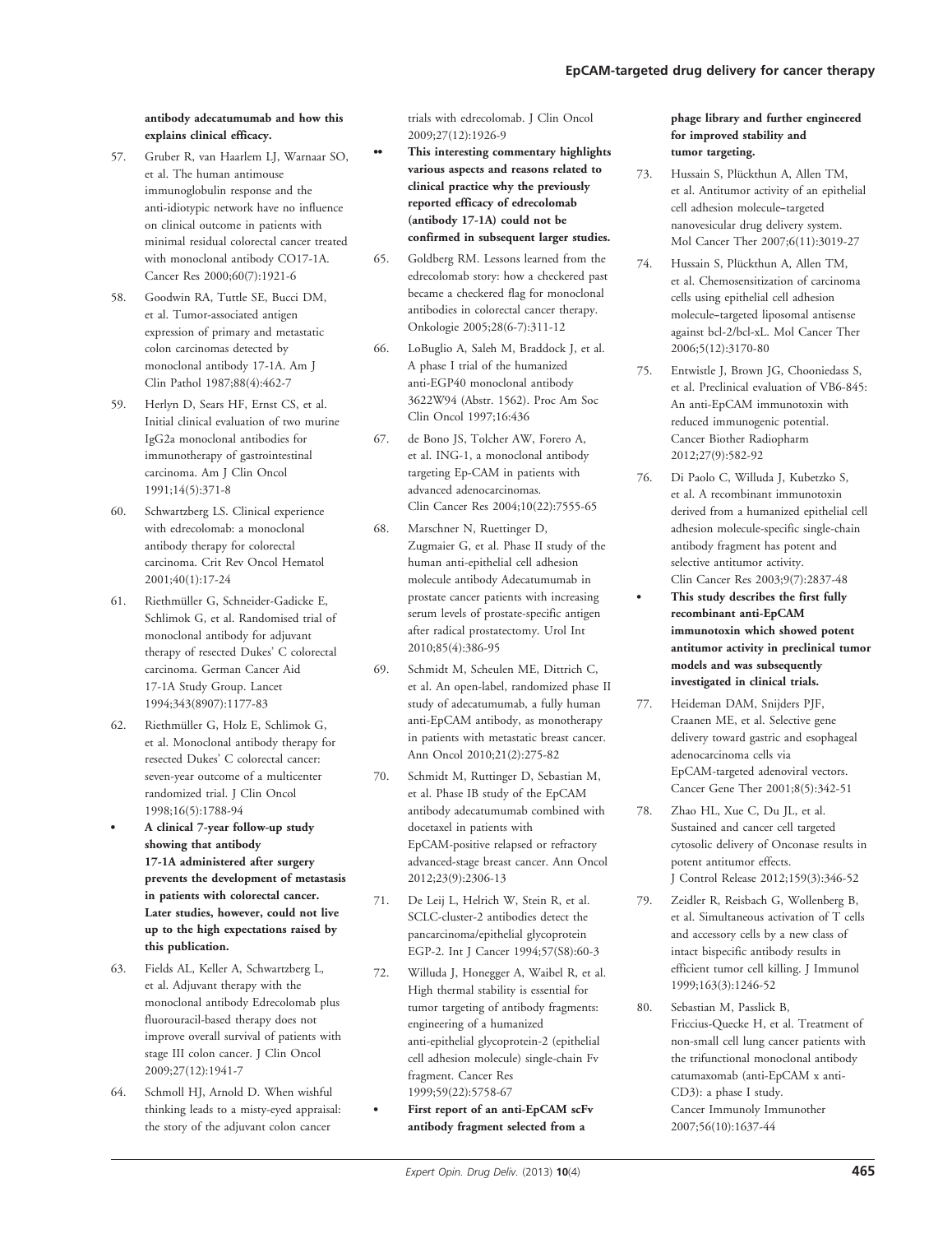**antibody adecatumumab and how this explains clinical efficacy.**

57. Gruber R, van Haarlem LJ, Warnaar SO, et al. The human antimouse immunoglobulin response and the anti-idiotypic network have no influence on clinical outcome in patients with minimal residual colorectal cancer treated with monoclonal antibody CO17-1A. Cancer Res 2000;60(7):1921-6

58. Goodwin RA, Tuttle SE, Bucci DM, et al. Tumor-associated antigen expression of primary and metastatic colon carcinomas detected by monoclonal antibody 17-1A. Am J Clin Pathol 1987;88(4):462-7

59. Herlyn D, Sears HF, Ernst CS, et al. Initial clinical evaluation of two murine IgG2a monoclonal antibodies for immunotherapy of gastrointestinal carcinoma. Am J Clin Oncol 1991;14(5):371-8

60. Schwartzberg LS. Clinical experience with edrecolomab: a monoclonal antibody therapy for colorectal carcinoma. Crit Rev Oncol Hematol 2001;40(1):17-24

61. Riethmüller G, Schneider-Gadicke E, Schlimok G, et al. Randomised trial of monoclonal antibody for adjuvant therapy of resected Dukes' C colorectal carcinoma. German Cancer Aid 17-1A Study Group. Lancet 1994;343(8907):1177-83

62. Riethmüller G, Holz E, Schlimok G, et al. Monoclonal antibody therapy for resected Dukes' C colorectal cancer: seven-year outcome of a multicenter randomized trial. J Clin Oncol 1998;16(5):1788-94

   - **A clinical 7-year follow-up study showing that antibody 17-1A administered after surgery prevents the development of metastasis in patients with colorectal cancer. Later studies, however, could not live up to the high expectations raised by this publication.**

63. Fields AL, Keller A, Schwartzberg L, et al. Adjuvant therapy with the monoclonal antibody Edrecolomab plus fluorouracil-based therapy does not improve overall survival of patients with stage III colon cancer. J Clin Oncol 2009;27(12):1941-7

64. Schmoll HJ, Arnold D. When wishful thinking leads to a misty-eyed appraisal: the story of the adjuvant colon cancer trials with edrecolomab. J Clin Oncol 2009;27(12):1926-9

   •• **This interesting commentary highlights various aspects and reasons related to clinical practice why the previously reported efficacy of edrecolomab (antibody 17-1A) could not be confirmed in subsequent larger studies.**

65. Goldberg RM. Lessons learned from the edrecolomab story: how a checkered past became a checkered flag for monoclonal antibodies in colorectal cancer therapy. Onkologie 2005;28(6-7):311-12

66. LoBuglio A, Saleh M, Braddock J, et al. A phase I trial of the humanized anti-EGP40 monoclonal antibody 3622W94 (Abstr. 1562). Proc Am Soc Clin Oncol 1997;16:436

67. de Bono JS, Tolcher AW, Forero A, et al. ING-1, a monoclonal antibody targeting Ep-CAM in patients with advanced adenocarcinomas. Clin Cancer Res 2004;10(22):7555-65

68. Marschner N, Ruettinger D, Zugmaier G, et al. Phase II study of the human anti-epithelial cell adhesion molecule antibody Adecatumumab in prostate cancer patients with increasing serum levels of prostate-specific antigen after radical prostatectomy. Urol Int 2010;85(4):386-95

69. Schmidt M, Scheulen ME, Dittrich C, et al. An open-label, randomized phase II study of adecatumumab, a fully human anti-EpCAM antibody, as monotherapy in patients with metastatic breast cancer. Ann Oncol 2010;21(2):275-82

70. Schmidt M, Ruttinger D, Sebastian M, et al. Phase IB study of the EpCAM antibody adecatumumab combined with docetaxel in patients with EpCAM-positive relapsed or refractory advanced-stage breast cancer. Ann Oncol 2012;23(9):2306-13

71. De Leij L, Helrich W, Stein R, et al. SCLC-cluster-2 antibodies detect the pancarcinoma/epithelial glycoprotein EGP-2. Int J Cancer 1994;57(S8):60-3

72. Willuda J, Honegger A, Waibel R, et al. High thermal stability is essential for tumor targeting of antibody fragments: engineering of a humanized anti-epithelial glycoprotein-2 (epithelial cell adhesion molecule) single-chain Fv fragment. Cancer Res 1999;59(22):5758-67

   • **First report of an anti-EpCAM scFv antibody fragment selected from a phage library and further engineered for improved stability and tumor targeting.**

73. Hussain S, Plückthun A, Allen TM, et al. Antitumor activity of an epithelial cell adhesion molecule–targeted nanovesicular drug delivery system. Mol Cancer Ther 2007;6(11):3019-27

74. Hussain S, Plückthun A, Allen TM, et al. Chemosensitization of carcinoma cells using epithelial cell adhesion molecule–targeted liposomal antisense against bcl-2/bcl-xL. Mol Cancer Ther 2006;5(12):3170-80

75. Entwistle J, Brown JG, Chooniedass S, et al. Preclinical evaluation of VB6-845: An anti-EpCAM immunotoxin with reduced immunogenic potential. Cancer Biother Radiopharm 2012;27(9):582-92

76. Di Paolo C, Willuda J, Kubetzko S, et al. A recombinant immunotoxin derived from a humanized epithelial cell adhesion molecule-specific single-chain antibody fragment has potent and selective antitumor activity. Clin Cancer Res 2003;9(7):2837-48

   • **This study describes the first fully recombinant anti-EpCAM immunotoxin which showed potent antitumor activity in preclinical tumor models and was subsequently investigated in clinical trials.**

77. Heideman DAM, Snijders PJF, Craanen ME, et al. Selective gene delivery toward gastric and esophageal adenocarcinoma cells via EpCAM-targeted adenoviral vectors. Cancer Gene Ther 2001;8(5):342-51

78. Zhao HL, Xue C, Du JL, et al. Sustained and cancer cell targeted cytosolic delivery of Onconase results in potent antitumor effects. J Control Release 2012;159(3):346-52

79. Zeidler R, Reisbach G, Wollenberg B, et al. Simultaneous activation of T cells and accessory cells by a new class of intact bispecific antibody results in efficient tumor cell killing. J Immunol 1999;163(3):1246-52

80. Sebastian M, Passlick B, Friccius-Quecke H, et al. Treatment of non-small cell lung cancer patients with the trifunctional monoclonal antibody catumaxomab (anti-EpCAM x anti-CD3): a phase I study. Cancer Immunol Immunother 2007;56(10):1637-44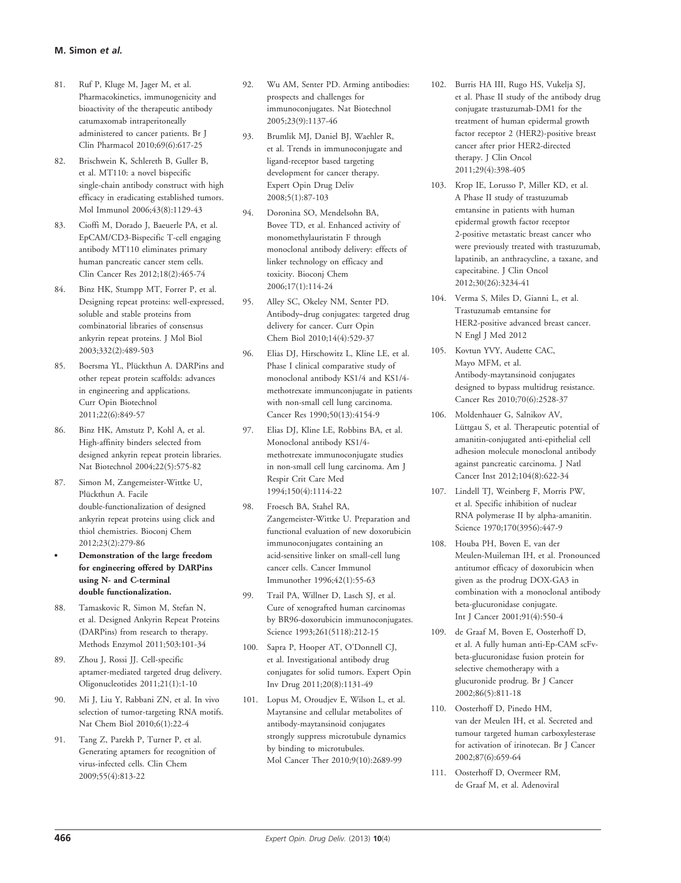81. Ruf P, Kluge M, Jager M, et al. Pharmacokinetics, immunogenicity and bioactivity of the therapeutic antibody catumaxomab intraperitoneally administered to cancer patients. Br J Clin Pharmacol 2010;69(6):617-25

82. Brischwein K, Schlereth B, Guller B, et al. MT110: a novel bispecific single-chain antibody construct with high efficacy in eradicating established tumors. Mol Immunol 2006;43(8):1129-43

83. Cioffi M, Dorado J, Baeuerle PA, et al. EpCAM/CD3-Bispecific T-cell engaging antibody MT110 eliminates primary human pancreatic cancer stem cells. Clin Cancer Res 2012;18(2):465-74

84. Binz HK, Stumpp MT, Forrer P, et al. Designing repeat proteins: well-expressed, soluble and stable proteins from combinatorial libraries of consensus ankyrin repeat proteins. J Mol Biol 2003;332(2):489-503

85. Boersma YL, Plückthun A. DARPins and other repeat protein scaffolds: advances in engineering and applications. Curr Opin Biotechnol 2011;22(6):849-57

86. Binz HK, Amstutz P, Kohl A, et al. High-affinity binders selected from designed ankyrin repeat protein libraries. Nat Biotechnol 2004;22(5):575-82

87. Simon M, Zangemeister-Wittke U, Plückthun A. Facile double-functionalization of designed ankyrin repeat proteins using click and thiol chemistries. Bioconj Chem 2012;23(2):279-86

- **Demonstration of the large freedom for engineering offered by DARPins using N- and C-terminal double functionalization.**

88. Tamaskovic R, Simon M, Stefan N, et al. Designed Ankyrin Repeat Proteins (DARPins) from research to therapy. Methods Enzymol 2011;503:101-34

89. Zhou J, Rossi JJ. Cell-specific aptamer-mediated targeted drug delivery. Oligonucleotides 2011;21(1):1-10

90. Mi J, Liu Y, Rabbani ZN, et al. In vivo selection of tumor-targeting RNA motifs. Nat Chem Biol 2010;6(1):22-4

91. Tang Z, Parekh P, Turner P, et al. Generating aptamers for recognition of virus-infected cells. Clin Chem 2009;55(4):813-22

92. Wu AM, Senter PD. Arming antibodies: prospects and challenges for immunoconjugates. Nat Biotechnol 2005;23(9):1137-46

93. Brumlik MJ, Daniel BJ, Waehler R, et al. Trends in immunoconjugate and ligand-receptor based targeting development for cancer therapy. Expert Opin Drug Deliv 2008;5(1):87-103

94. Doronina SO, Mendelsohn BA, Bovee TD, et al. Enhanced activity of monomethylauristatin F through monoclonal antibody delivery: effects of linker technology on efficacy and toxicity. Bioconj Chem 2006;17(1):114-24

95. Alley SC, Okeley NM, Senter PD. Antibody–drug conjugates: targeted drug delivery for cancer. Curr Opin Chem Biol 2010;14(4):529-37

96. Elias DJ, Hirschowitz L, Kline LE, et al. Phase I clinical comparative study of monoclonal antibody KS1/4 and KS1/4-methotrexate immunconjugate in patients with non-small cell lung carcinoma. Cancer Res 1990;50(13):4154-9

97. Elias DJ, Kline LE, Robbins BA, et al. Monoclonal antibody KS1/4-methotrexate immunoconjugate studies in non-small cell lung carcinoma. Am J Respir Crit Care Med 1994;150(4):1114-22

98. Froesch BA, Stahel RA, Zangemeister-Wittke U. Preparation and functional evaluation of new doxorubicin immunoconjugates containing an acid-sensitive linker on small-cell lung cancer cells. Cancer Immunol Immunother 1996;42(1):55-63

99. Trail PA, Willner D, Lasch SJ, et al. Cure of xenografted human carcinomas by BR96-doxorubicin immunoconjugates. Science 1993;261(5118):212-15

100. Sapra P, Hooper AT, O'Donnell CJ, et al. Investigational antibody drug conjugates for solid tumors. Expert Opin Inv Drug 2011;20(8):1131-49

101. Lopus M, Oroudjev E, Wilson L, et al. Maytansine and cellular metabolites of antibody-maytansinoid conjugates strongly suppress microtubule dynamics by binding to microtubules. Mol Cancer Ther 2010;9(10):2689-99

102. Burris HA III, Rugo HS, Vukelja SJ, et al. Phase II study of the antibody drug conjugate trastuzumab-DM1 for the treatment of human epidermal growth factor receptor 2 (HER2)-positive breast cancer after prior HER2-directed therapy. J Clin Oncol 2011;29(4):398-405

103. Krop IE, Lorusso P, Miller KD, et al. A Phase II study of trastuzumab emtansine in patients with human epidermal growth factor receptor 2-positive metastatic breast cancer who were previously treated with trastuzumab, lapatinib, an anthracycline, a taxane, and capecitabine. J Clin Oncol 2012;30(26):3234-41

104. Verma S, Miles D, Gianni L, et al. Trastuzumab emtansine for HER2-positive advanced breast cancer. N Engl J Med 2012

105. Kovtun YVY, Audette CAC, Mayo MFM, et al. Antibody-maytansinoid conjugates designed to bypass multidrug resistance. Cancer Res 2010;70(6):2528-37

106. Moldenhauer G, Salnikov AV, Lüttgau S, et al. Therapeutic potential of amanitin-conjugated anti-epithelial cell adhesion molecule monoclonal antibody against pancreatic carcinoma. J Natl Cancer Inst 2012;104(8):622-34

107. Lindell TJ, Weinberg F, Morris PW, et al. Specific inhibition of nuclear RNA polymerase II by alpha-amanitin. Science 1970;170(3956):447-9

108. Houba PH, Boven E, van der Meulen-Muileman IH, et al. Pronounced antitumor efficacy of doxorubicin when given as the prodrug DOX-GA3 in combination with a monoclonal antibody beta-glucuronidase conjugate. Int J Cancer 2001;91(4):550-4

109. de Graaf M, Boven E, Oosterhoff D, et al. A fully human anti-Ep-CAM scFv-beta-glucuronidase fusion protein for selective chemotherapy with a glucuronide prodrug. Br J Cancer 2002;86(5):811-18

110. Oosterhoff D, Pinedo HM, van der Meulen IH, et al. Secreted and tumour targeted human carboxylesterase for activation of irinotecan. Br J Cancer 2002;87(6):659-64

111. Oosterhoff D, Overmeer RM, de Graaf M, et al. Adenoviral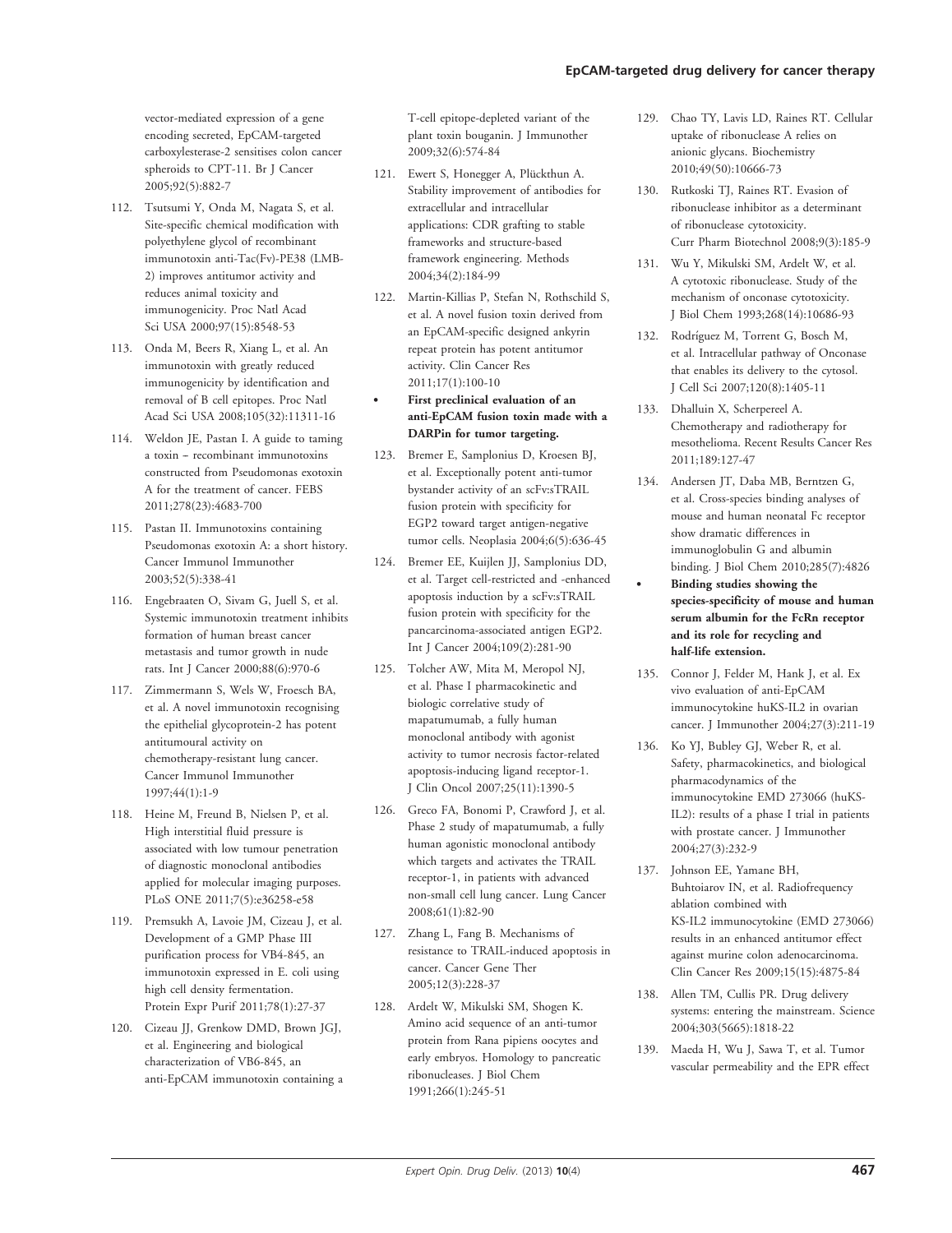vector-mediated expression of a gene encoding secreted, EpCAM-targeted carboxylesterase-2 sensitises colon cancer spheroids to CPT-11. Br J Cancer 2005;92(5):882-7

112. Tsutsumi Y, Onda M, Nagata S, et al. Site-specific chemical modification with polyethylene glycol of recombinant immunotoxin anti-Tac(Fv)-PE38 (LMB-2) improves antitumor activity and reduces animal toxicity and immunogenicity. Proc Natl Acad Sci USA 2000;97(15):8548-53

113. Onda M, Beers R, Xiang L, et al. An immunotoxin with greatly reduced immunogenicity by identification and removal of B cell epitopes. Proc Natl Acad Sci USA 2008;105(32):11311-16

114. Weldon JE, Pastan I. A guide to taming a toxin – recombinant immunotoxins constructed from Pseudomonas exotoxin A for the treatment of cancer. FEBS 2011;278(23):4683-700

115. Pastan II. Immunotoxins containing Pseudomonas exotoxin A: a short history. Cancer Immunol Immunother 2003;52(5):338-41

116. Engebraaten O, Sivam G, Juell S, et al. Systemic immunotoxin treatment inhibits formation of human breast cancer metastasis and tumor growth in nude rats. Int J Cancer 2000;88(6):970-6

117. Zimmermann S, Wels W, Froesch BA, et al. A novel immunotoxin recognising the epithelial glycoprotein-2 has potent antitumoural activity on chemotherapy-resistant lung cancer. Cancer Immunol Immunother 1997;44(1):1-9

118. Heine M, Freund B, Nielsen P, et al. High interstitial fluid pressure is associated with low tumour penetration of diagnostic monoclonal antibodies applied for molecular imaging purposes. PLoS ONE 2011;7(5):e36258-e58

119. Premsukh A, Lavoie JM, Cizeau J, et al. Development of a GMP Phase III purification process for VB4-845, an immunotoxin expressed in E. coli using high cell density fermentation. Protein Expr Purif 2011;78(1):27-37

120. Cizeau JJ, Grenkow DMD, Brown JGJ, et al. Engineering and biological characterization of VB6-845, an anti-EpCAM immunotoxin containing a T-cell epitope-depleted variant of the plant toxin bouganin. J Immunother 2009;32(6):574-84

121. Ewert S, Honegger A, Plückthun A. Stability improvement of antibodies for extracellular and intracellular applications: CDR grafting to stable frameworks and structure-based framework engineering. Methods 2004;34(2):184-99

122. Martin-Killias P, Stefan N, Rothschild S, et al. A novel fusion toxin derived from an EpCAM-specific designed ankyrin repeat protein has potent antitumor activity. Clin Cancer Res 2011;17(1):100-10
    - **First preclinical evaluation of an anti-EpCAM fusion toxin made with a DARPin for tumor targeting.**

123. Bremer E, Samplonius D, Kroesen BJ, et al. Exceptionally potent anti-tumor bystander activity of an scFv:sTRAIL fusion protein with specificity for EGP2 toward target antigen-negative tumor cells. Neoplasia 2004;6(5):636-45

124. Bremer EE, Kuijlen JJ, Samplonius DD, et al. Target cell-restricted and -enhanced apoptosis induction by a scFv:sTRAIL fusion protein with specificity for the pancarcinoma-associated antigen EGP2. Int J Cancer 2004;109(2):281-90

125. Tolcher AW, Mita M, Meropol NJ, et al. Phase I pharmacokinetic and biologic correlative study of mapatumumab, a fully human monoclonal antibody with agonist activity to tumor necrosis factor-related apoptosis-inducing ligand receptor-1. J Clin Oncol 2007;25(11):1390-5

126. Greco FA, Bonomi P, Crawford J, et al. Phase 2 study of mapatumumab, a fully human agonistic monoclonal antibody which targets and activates the TRAIL receptor-1, in patients with advanced non-small cell lung cancer. Lung Cancer 2008;61(1):82-90

127. Zhang L, Fang B. Mechanisms of resistance to TRAIL-induced apoptosis in cancer. Cancer Gene Ther 2005;12(3):228-37

128. Ardelt W, Mikulski SM, Shogen K. Amino acid sequence of an anti-tumor protein from Rana pipiens oocytes and early embryos. Homology to pancreatic ribonucleases. J Biol Chem 1991;266(1):245-51

129. Chao TY, Lavis LD, Raines RT. Cellular uptake of ribonuclease A relies on anionic glycans. Biochemistry 2010;49(50):10666-73

130. Rutkoski TJ, Raines RT. Evasion of ribonuclease inhibitor as a determinant of ribonuclease cytotoxicity. Curr Pharm Biotechnol 2008;9(3):185-9

131. Wu Y, Mikulski SM, Ardelt W, et al. A cytotoxic ribonuclease. Study of the mechanism of onconase cytotoxicity. J Biol Chem 1993;268(14):10686-93

132. Rodríguez M, Torrent G, Bosch M, et al. Intracellular pathway of Onconase that enables its delivery to the cytosol. J Cell Sci 2007;120(8):1405-11

133. Dhalluin X, Scherpereel A. Chemotherapy and radiotherapy for mesothelioma. Recent Results Cancer Res 2011;189:127-47

134. Andersen JT, Daba MB, Berntzen G, et al. Cross-species binding analyses of mouse and human neonatal Fc receptor show dramatic differences in immunoglobulin G and albumin binding. J Biol Chem 2010;285(7):4826
    - **Binding studies showing the species-specificity of mouse and human serum albumin for the FcRn receptor and its role for recycling and half-life extension.**

135. Connor J, Felder M, Hank J, et al. Ex vivo evaluation of anti-EpCAM immunocytokine huKS-IL2 in ovarian cancer. J Immunother 2004;27(3):211-19

136. Ko YJ, Bubley GJ, Weber R, et al. Safety, pharmacokinetics, and biological pharmacodynamics of the immunocytokine EMD 273066 (huKS-IL2): results of a phase I trial in patients with prostate cancer. J Immunother 2004;27(3):232-9

137. Johnson EE, Yamane BH, Buhtoiarov IN, et al. Radiofrequency ablation combined with KS-IL2 immunocytokine (EMD 273066) results in an enhanced antitumor effect against murine colon adenocarcinoma. Clin Cancer Res 2009;15(15):4875-84

138. Allen TM, Cullis PR. Drug delivery systems: entering the mainstream. Science 2004;303(5665):1818-22

139. Maeda H, Wu J, Sawa T, et al. Tumor vascular permeability and the EPR effect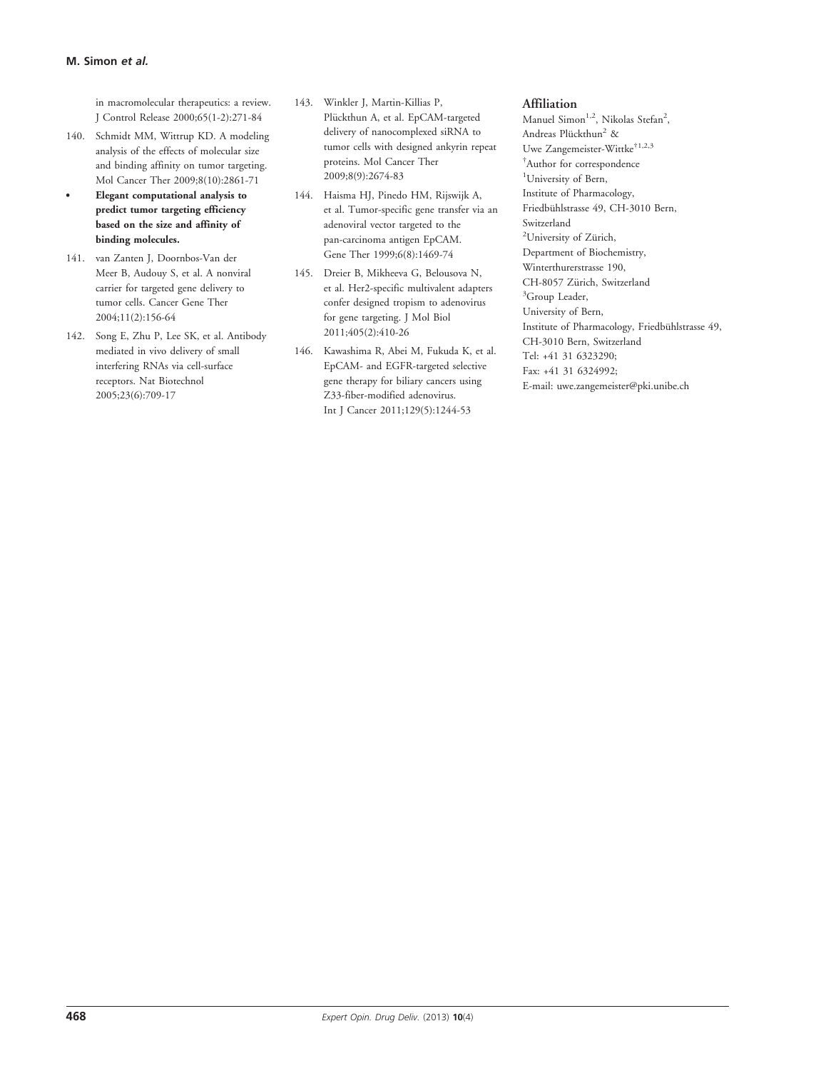in macromolecular therapeutics: a review. J Control Release 2000;65(1-2):271-84

140. Schmidt MM, Wittrup KD. A modeling analysis of the effects of molecular size and binding affinity on tumor targeting. Mol Cancer Ther 2009;8(10):2861-71

- **Elegant computational analysis to predict tumor targeting efficiency based on the size and affinity of binding molecules.**

141. van Zanten J, Doornbos-Van der Meer B, Audouy S, et al. A nonviral carrier for targeted gene delivery to tumor cells. Cancer Gene Ther 2004;11(2):156-64

142. Song E, Zhu P, Lee SK, et al. Antibody mediated in vivo delivery of small interfering RNAs via cell-surface receptors. Nat Biotechnol 2005;23(6):709-17

143. Winkler J, Martin-Killias P, Plückthun A, et al. EpCAM-targeted delivery of nanocomplexed siRNA to tumor cells with designed ankyrin repeat proteins. Mol Cancer Ther 2009;8(9):2674-83

144. Haisma HJ, Pinedo HM, Rijswijk A, et al. Tumor-specific gene transfer via an adenoviral vector targeted to the pan-carcinoma antigen EpCAM. Gene Ther 1999;6(8):1469-74

145. Dreier B, Mikheeva G, Belousova N, et al. Her2-specific multivalent adapters confer designed tropism to adenovirus for gene targeting. J Mol Biol 2011;405(2):410-26

146. Kawashima R, Abei M, Fukuda K, et al. EpCAM- and EGFR-targeted selective gene therapy for biliary cancers using Z33-fiber-modified adenovirus. Int J Cancer 2011;129(5):1244-53

## Affiliation

Manuel Simon[1,2], Nikolas Stefan[2], Andreas Plückthun[2] & Uwe Zangemeister-Wittke[†1,2,3]

[†]Author for correspondence

[1]University of Bern, Institute of Pharmacology, Friedbühlstrasse 49, CH-3010 Bern, Switzerland

[2]University of Zürich, Department of Biochemistry, Winterthurerstrasse 190, CH-8057 Zürich, Switzerland

[3]Group Leader, University of Bern, Institute of Pharmacology, Friedbühlstrasse 49, CH-3010 Bern, Switzerland

Tel: +41 31 6323290;
Fax: +41 31 6324992;
E-mail: uwe.zangemeister@pki.unibe.ch